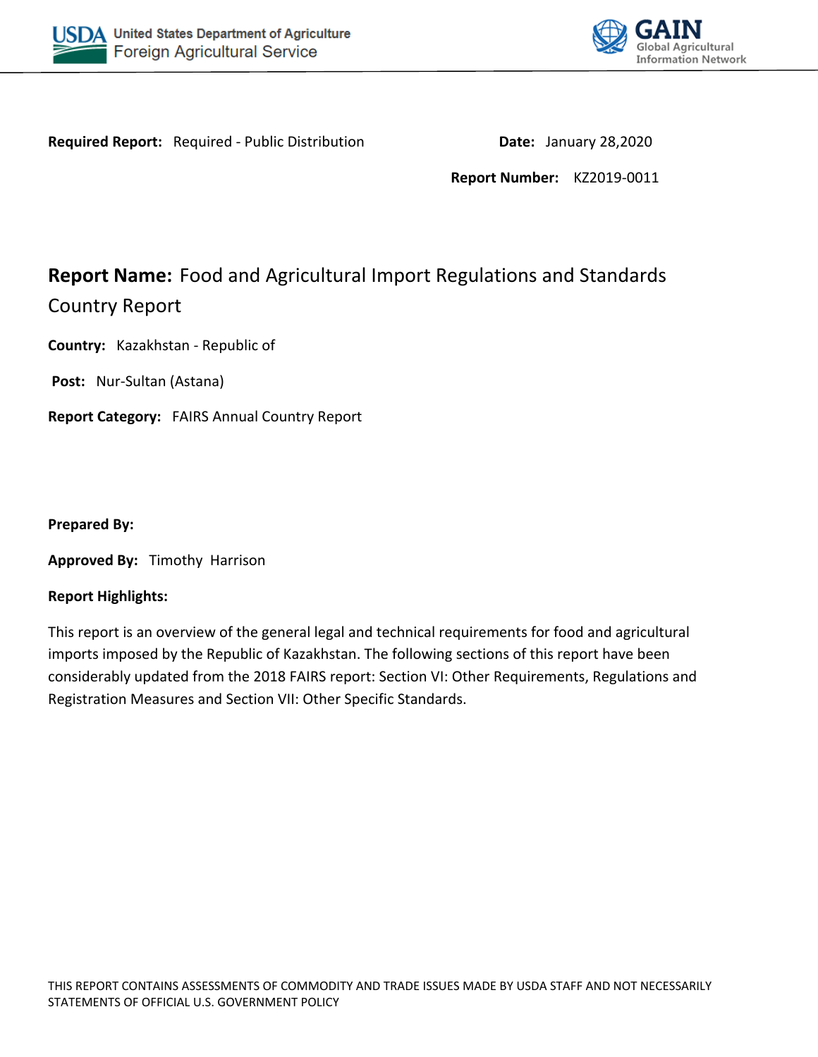United States Department of Agriculture
Foreign Agricultural Service

GAIN
Global Agricultural Information Network

**Required Report:** Required - Public Distribution

**Date:** January 28,2020

**Report Number:** KZ2019-0011

# Report Name: Food and Agricultural Import Regulations and Standards Country Report

**Country:** Kazakhstan - Republic of

**Post:** Nur-Sultan (Astana)

**Report Category:** FAIRS Annual Country Report

**Prepared By:**

**Approved By:** Timothy Harrison

**Report Highlights:**

This report is an overview of the general legal and technical requirements for food and agricultural imports imposed by the Republic of Kazakhstan. The following sections of this report have been considerably updated from the 2018 FAIRS report: Section VI: Other Requirements, Regulations and Registration Measures and Section VII: Other Specific Standards.

THIS REPORT CONTAINS ASSESSMENTS OF COMMODITY AND TRADE ISSUES MADE BY USDA STAFF AND NOT NECESSARILY STATEMENTS OF OFFICIAL U.S. GOVERNMENT POLICY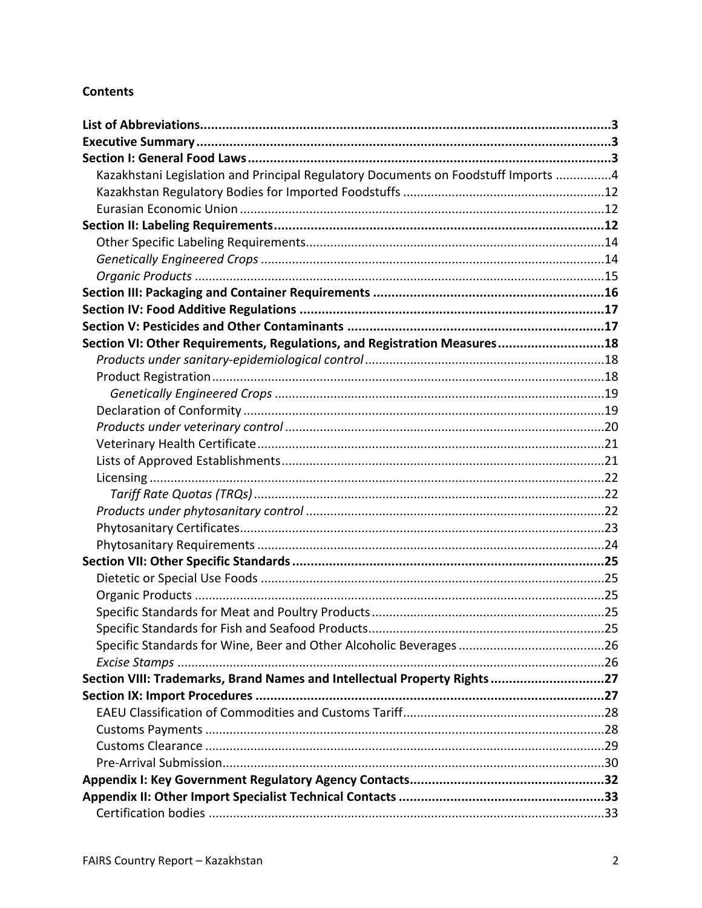**Contents**

**List of Abbreviations................................................................................................................3**
**Executive Summary.................................................................................................................3**
**Section I: General Food Laws..................................................................................................3**
- Kazakhstani Legislation and Principal Regulatory Documents on Foodstuff Imports ................4
- Kazakhstan Regulatory Bodies for Imported Foodstuffs .........................................................12
- Eurasian Economic Union .......................................................................................................12

**Section II: Labeling Requirements..........................................................................................12**
- Other Specific Labeling Requirements.....................................................................................14
- *Genetically Engineered Crops* ...................................................................................................14
- *Organic Products* .....................................................................................................................15

**Section III: Packaging and Container Requirements ...............................................................16**
**Section IV: Food Additive Regulations ...................................................................................17**
**Section V: Pesticides and Other Contaminants ......................................................................17**
**Section VI: Other Requirements, Regulations, and Registration Measures.............................18**
- *Products under sanitary-epidemiological control*....................................................................18
- Product Registration................................................................................................................18
  - *Genetically Engineered Crops* ..............................................................................................19
- Declaration of Conformity .......................................................................................................19
- *Products under veterinary control* ...........................................................................................20
- Veterinary Health Certificate...................................................................................................21
- Lists of Approved Establishments............................................................................................21
- Licensing ..................................................................................................................................22
  - *Tariff Rate Quotas (TRQs)* ....................................................................................................22
- *Products under phytosanitary control* .....................................................................................22
- Phytosanitary Certificates........................................................................................................23
- Phytosanitary Requirements ...................................................................................................24

**Section VII: Other Specific Standards .....................................................................................25**
- Dietetic or Special Use Foods ..................................................................................................25
- Organic Products .....................................................................................................................25
- Specific Standards for Meat and Poultry Products..................................................................25
- Specific Standards for Fish and Seafood Products...................................................................25
- Specific Standards for Wine, Beer and Other Alcoholic Beverages ..........................................26
- *Excise Stamps* .........................................................................................................................26

**Section VIII: Trademarks, Brand Names and Intellectual Property Rights ...............................27**
**Section IX: Import Procedures ...............................................................................................27**
- EAEU Classification of Commodities and Customs Tariff.........................................................28
- Customs Payments .................................................................................................................28
- Customs Clearance .................................................................................................................29
- Pre-Arrival Submission............................................................................................................30

**Appendix I: Key Government Regulatory Agency Contacts....................................................32**
**Appendix II: Other Import Specialist Technical Contacts .......................................................33**
- Certification bodies ................................................................................................................33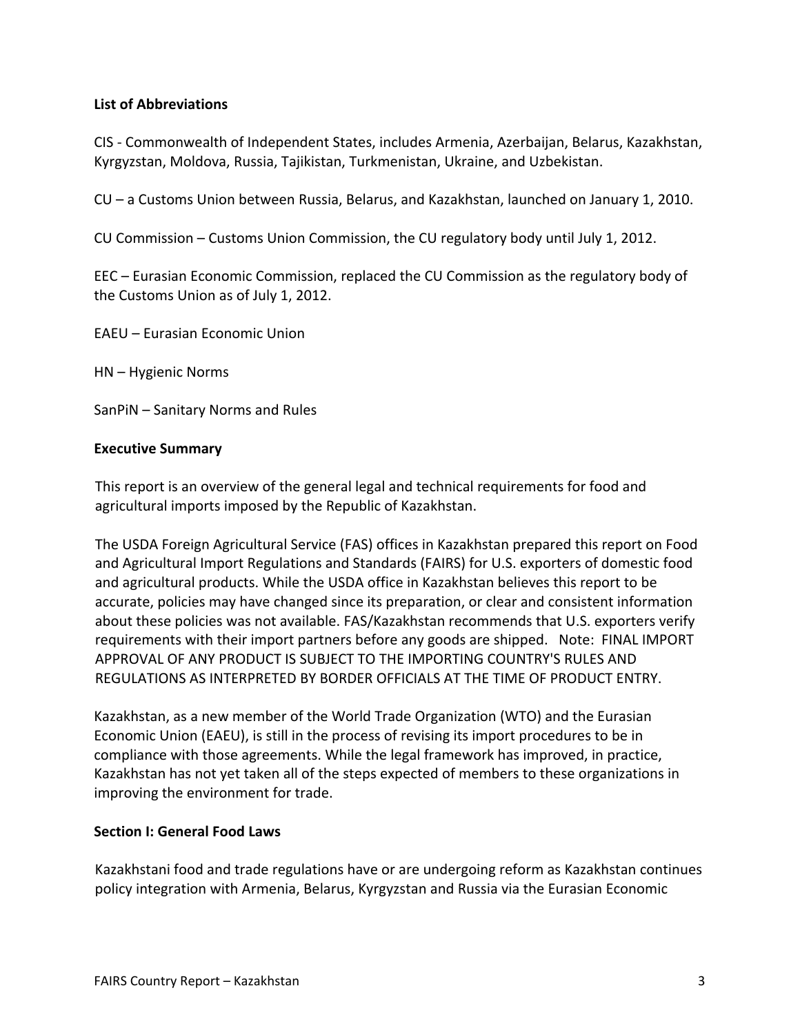**List of Abbreviations**

CIS - Commonwealth of Independent States, includes Armenia, Azerbaijan, Belarus, Kazakhstan, Kyrgyzstan, Moldova, Russia, Tajikistan, Turkmenistan, Ukraine, and Uzbekistan.

CU – a Customs Union between Russia, Belarus, and Kazakhstan, launched on January 1, 2010.

CU Commission – Customs Union Commission, the CU regulatory body until July 1, 2012.

EEC – Eurasian Economic Commission, replaced the CU Commission as the regulatory body of the Customs Union as of July 1, 2012.

EAEU – Eurasian Economic Union

HN – Hygienic Norms

SanPiN – Sanitary Norms and Rules

**Executive Summary**

This report is an overview of the general legal and technical requirements for food and agricultural imports imposed by the Republic of Kazakhstan.

The USDA Foreign Agricultural Service (FAS) offices in Kazakhstan prepared this report on Food and Agricultural Import Regulations and Standards (FAIRS) for U.S. exporters of domestic food and agricultural products. While the USDA office in Kazakhstan believes this report to be accurate, policies may have changed since its preparation, or clear and consistent information about these policies was not available. FAS/Kazakhstan recommends that U.S. exporters verify requirements with their import partners before any goods are shipped. Note: FINAL IMPORT APPROVAL OF ANY PRODUCT IS SUBJECT TO THE IMPORTING COUNTRY'S RULES AND REGULATIONS AS INTERPRETED BY BORDER OFFICIALS AT THE TIME OF PRODUCT ENTRY.

Kazakhstan, as a new member of the World Trade Organization (WTO) and the Eurasian Economic Union (EAEU), is still in the process of revising its import procedures to be in compliance with those agreements. While the legal framework has improved, in practice, Kazakhstan has not yet taken all of the steps expected of members to these organizations in improving the environment for trade.

**Section I: General Food Laws**

Kazakhstani food and trade regulations have or are undergoing reform as Kazakhstan continues policy integration with Armenia, Belarus, Kyrgyzstan and Russia via the Eurasian Economic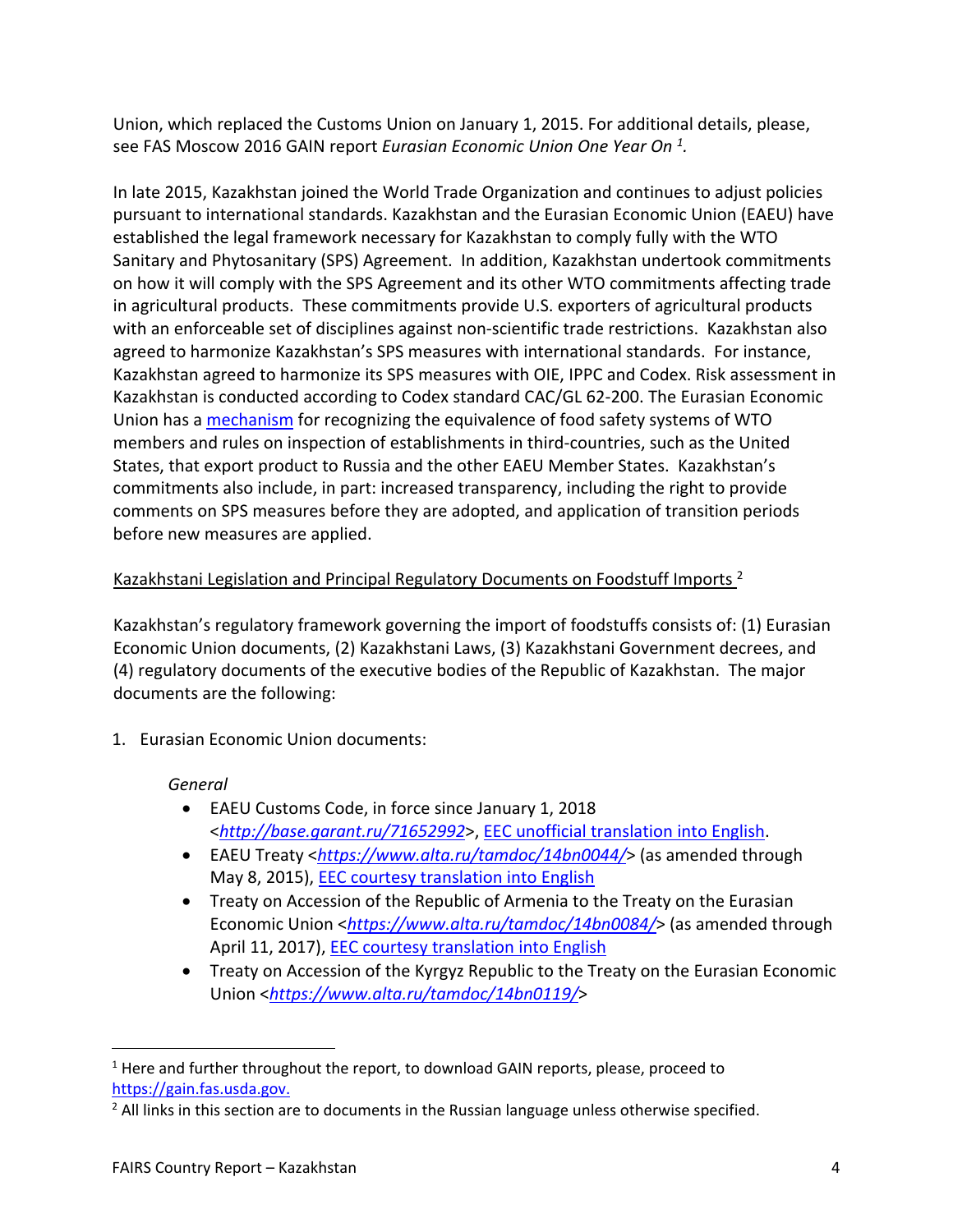Union, which replaced the Customs Union on January 1, 2015. For additional details, please, see FAS Moscow 2016 GAIN report *Eurasian Economic Union One Year On [1].*

In late 2015, Kazakhstan joined the World Trade Organization and continues to adjust policies pursuant to international standards. Kazakhstan and the Eurasian Economic Union (EAEU) have established the legal framework necessary for Kazakhstan to comply fully with the WTO Sanitary and Phytosanitary (SPS) Agreement. In addition, Kazakhstan undertook commitments on how it will comply with the SPS Agreement and its other WTO commitments affecting trade in agricultural products. These commitments provide U.S. exporters of agricultural products with an enforceable set of disciplines against non-scientific trade restrictions. Kazakhstan also agreed to harmonize Kazakhstan's SPS measures with international standards. For instance, Kazakhstan agreed to harmonize its SPS measures with OIE, IPPC and Codex. Risk assessment in Kazakhstan is conducted according to Codex standard CAC/GL 62-200. The Eurasian Economic Union has a mechanism for recognizing the equivalence of food safety systems of WTO members and rules on inspection of establishments in third-countries, such as the United States, that export product to Russia and the other EAEU Member States. Kazakhstan's commitments also include, in part: increased transparency, including the right to provide comments on SPS measures before they are adopted, and application of transition periods before new measures are applied.

Kazakhstani Legislation and Principal Regulatory Documents on Foodstuff Imports [2]

Kazakhstan's regulatory framework governing the import of foodstuffs consists of: (1) Eurasian Economic Union documents, (2) Kazakhstani Laws, (3) Kazakhstani Government decrees, and (4) regulatory documents of the executive bodies of the Republic of Kazakhstan. The major documents are the following:

1. Eurasian Economic Union documents:

   *General*

   - EAEU Customs Code, in force since January 1, 2018 <*http://base.garant.ru/71652992*>, EEC unofficial translation into English.
   - EAEU Treaty <*https://www.alta.ru/tamdoc/14bn0044/*> (as amended through May 8, 2015), EEC courtesy translation into English
   - Treaty on Accession of the Republic of Armenia to the Treaty on the Eurasian Economic Union <*https://www.alta.ru/tamdoc/14bn0084/*> (as amended through April 11, 2017), EEC courtesy translation into English
   - Treaty on Accession of the Kyrgyz Republic to the Treaty on the Eurasian Economic Union <*https://www.alta.ru/tamdoc/14bn0119/*>

[1] Here and further throughout the report, to download GAIN reports, please, proceed to https://gain.fas.usda.gov.

[2] All links in this section are to documents in the Russian language unless otherwise specified.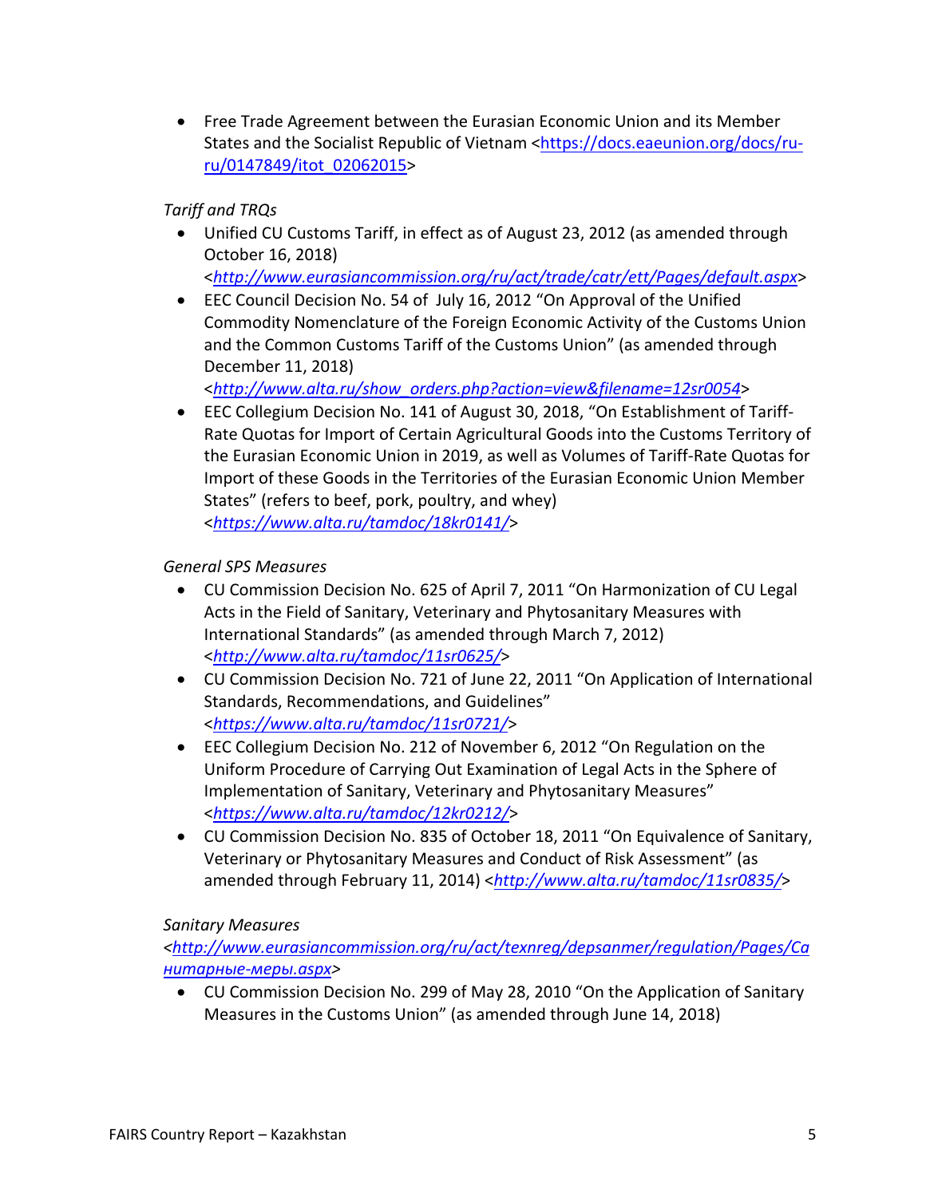- Free Trade Agreement between the Eurasian Economic Union and its Member States and the Socialist Republic of Vietnam <https://docs.eaeunion.org/docs/ru-ru/0147849/itot_02062015>

*Tariff and TRQs*

- Unified CU Customs Tariff, in effect as of August 23, 2012 (as amended through October 16, 2018) <*http://www.eurasiancommission.org/ru/act/trade/catr/ett/Pages/default.aspx*>
- EEC Council Decision No. 54 of July 16, 2012 "On Approval of the Unified Commodity Nomenclature of the Foreign Economic Activity of the Customs Union and the Common Customs Tariff of the Customs Union" (as amended through December 11, 2018) <*http://www.alta.ru/show_orders.php?action=view&filename=12sr0054*>
- EEC Collegium Decision No. 141 of August 30, 2018, "On Establishment of Tariff-Rate Quotas for Import of Certain Agricultural Goods into the Customs Territory of the Eurasian Economic Union in 2019, as well as Volumes of Tariff-Rate Quotas for Import of these Goods in the Territories of the Eurasian Economic Union Member States" (refers to beef, pork, poultry, and whey) <*https://www.alta.ru/tamdoc/18kr0141/*>

*General SPS Measures*

- CU Commission Decision No. 625 of April 7, 2011 "On Harmonization of CU Legal Acts in the Field of Sanitary, Veterinary and Phytosanitary Measures with International Standards" (as amended through March 7, 2012) <*http://www.alta.ru/tamdoc/11sr0625/*>
- CU Commission Decision No. 721 of June 22, 2011 "On Application of International Standards, Recommendations, and Guidelines" <*https://www.alta.ru/tamdoc/11sr0721/*>
- EEC Collegium Decision No. 212 of November 6, 2012 "On Regulation on the Uniform Procedure of Carrying Out Examination of Legal Acts in the Sphere of Implementation of Sanitary, Veterinary and Phytosanitary Measures" <*https://www.alta.ru/tamdoc/12kr0212/*>
- CU Commission Decision No. 835 of October 18, 2011 "On Equivalence of Sanitary, Veterinary or Phytosanitary Measures and Conduct of Risk Assessment" (as amended through February 11, 2014) <*http://www.alta.ru/tamdoc/11sr0835/*>

*Sanitary Measures*
<*http://www.eurasiancommission.org/ru/act/texnreg/depsanmer/regulation/Pages/Санитарные-меры.aspx*>

- CU Commission Decision No. 299 of May 28, 2010 "On the Application of Sanitary Measures in the Customs Union" (as amended through June 14, 2018)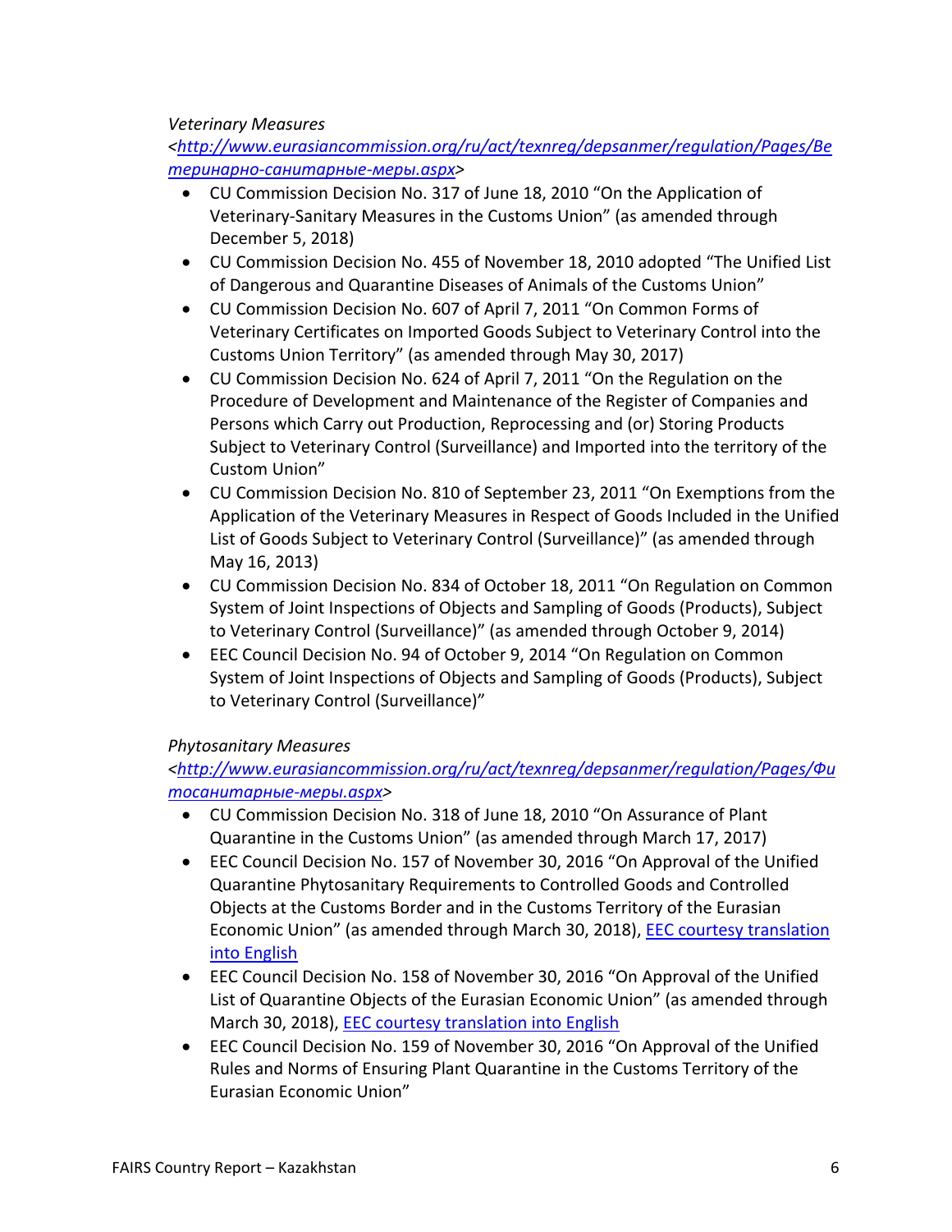*Veterinary Measures*

<*http://www.eurasiancommission.org/ru/act/texnreg/depsanmer/regulation/Pages/Ветеринарно-санитарные-меры.aspx*>

- CU Commission Decision No. 317 of June 18, 2010 "On the Application of Veterinary-Sanitary Measures in the Customs Union" (as amended through December 5, 2018)
- CU Commission Decision No. 455 of November 18, 2010 adopted "The Unified List of Dangerous and Quarantine Diseases of Animals of the Customs Union"
- CU Commission Decision No. 607 of April 7, 2011 "On Common Forms of Veterinary Certificates on Imported Goods Subject to Veterinary Control into the Customs Union Territory" (as amended through May 30, 2017)
- CU Commission Decision No. 624 of April 7, 2011 "On the Regulation on the Procedure of Development and Maintenance of the Register of Companies and Persons which Carry out Production, Reprocessing and (or) Storing Products Subject to Veterinary Control (Surveillance) and Imported into the territory of the Custom Union"
- CU Commission Decision No. 810 of September 23, 2011 "On Exemptions from the Application of the Veterinary Measures in Respect of Goods Included in the Unified List of Goods Subject to Veterinary Control (Surveillance)" (as amended through May 16, 2013)
- CU Commission Decision No. 834 of October 18, 2011 "On Regulation on Common System of Joint Inspections of Objects and Sampling of Goods (Products), Subject to Veterinary Control (Surveillance)" (as amended through October 9, 2014)
- EEC Council Decision No. 94 of October 9, 2014 "On Regulation on Common System of Joint Inspections of Objects and Sampling of Goods (Products), Subject to Veterinary Control (Surveillance)"

*Phytosanitary Measures*

<*http://www.eurasiancommission.org/ru/act/texnreg/depsanmer/regulation/Pages/Фитосанитарные-меры.aspx*>

- CU Commission Decision No. 318 of June 18, 2010 "On Assurance of Plant Quarantine in the Customs Union" (as amended through March 17, 2017)
- EEC Council Decision No. 157 of November 30, 2016 "On Approval of the Unified Quarantine Phytosanitary Requirements to Controlled Goods and Controlled Objects at the Customs Border and in the Customs Territory of the Eurasian Economic Union" (as amended through March 30, 2018), EEC courtesy translation into English
- EEC Council Decision No. 158 of November 30, 2016 "On Approval of the Unified List of Quarantine Objects of the Eurasian Economic Union" (as amended through March 30, 2018), EEC courtesy translation into English
- EEC Council Decision No. 159 of November 30, 2016 "On Approval of the Unified Rules and Norms of Ensuring Plant Quarantine in the Customs Territory of the Eurasian Economic Union"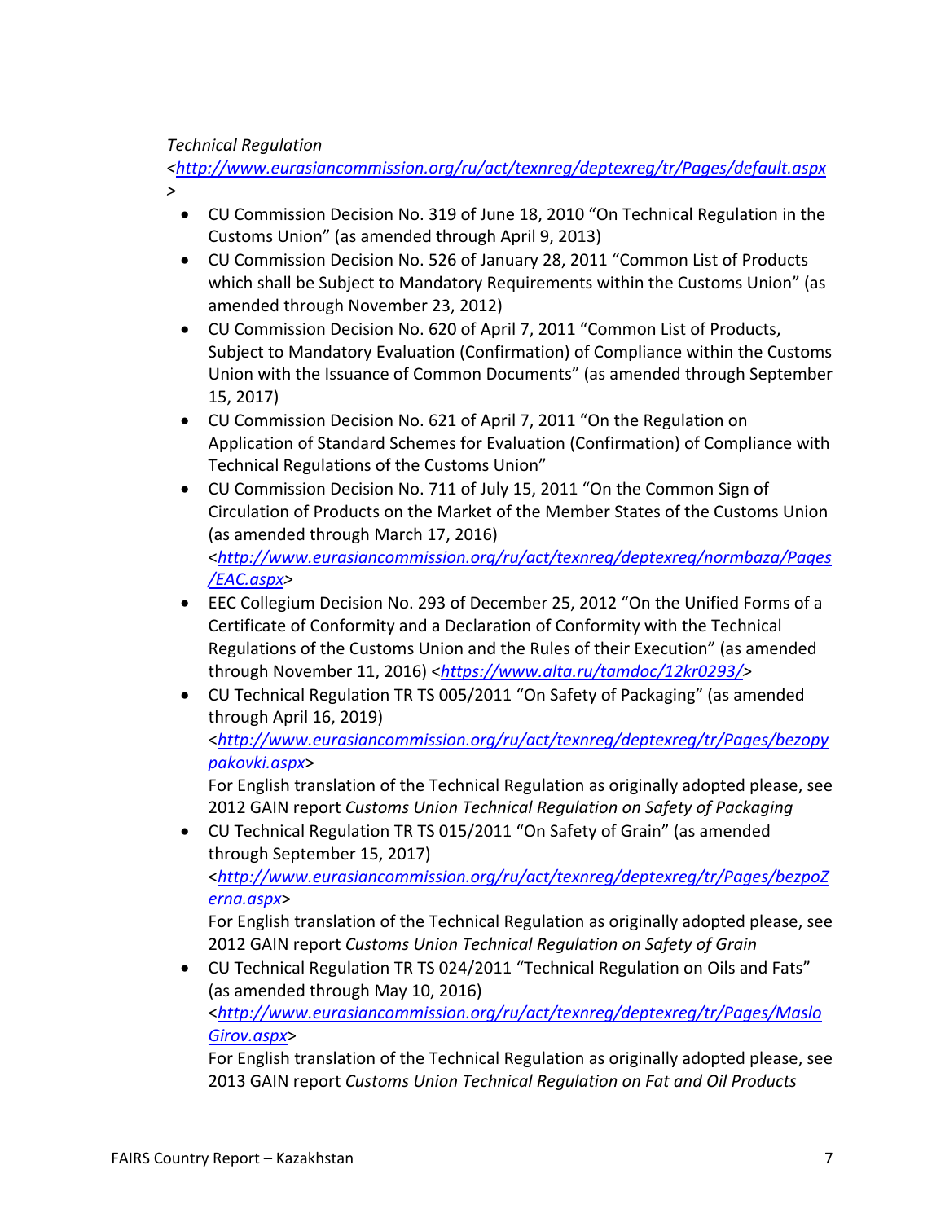*Technical Regulation* <http://www.eurasiancommission.org/ru/act/texnreg/deptexreg/tr/Pages/default.aspx>

- CU Commission Decision No. 319 of June 18, 2010 "On Technical Regulation in the Customs Union" (as amended through April 9, 2013)
- CU Commission Decision No. 526 of January 28, 2011 "Common List of Products which shall be Subject to Mandatory Requirements within the Customs Union" (as amended through November 23, 2012)
- CU Commission Decision No. 620 of April 7, 2011 "Common List of Products, Subject to Mandatory Evaluation (Confirmation) of Compliance within the Customs Union with the Issuance of Common Documents" (as amended through September 15, 2017)
- CU Commission Decision No. 621 of April 7, 2011 "On the Regulation on Application of Standard Schemes for Evaluation (Confirmation) of Compliance with Technical Regulations of the Customs Union"
- CU Commission Decision No. 711 of July 15, 2011 "On the Common Sign of Circulation of Products on the Market of the Member States of the Customs Union (as amended through March 17, 2016) <http://www.eurasiancommission.org/ru/act/texnreg/deptexreg/normbaza/Pages/EAC.aspx>
- EEC Collegium Decision No. 293 of December 25, 2012 "On the Unified Forms of a Certificate of Conformity and a Declaration of Conformity with the Technical Regulations of the Customs Union and the Rules of their Execution" (as amended through November 11, 2016) <*https://www.alta.ru/tamdoc/12kr0293/*>
- CU Technical Regulation TR TS 005/2011 "On Safety of Packaging" (as amended through April 16, 2019) <http://www.eurasiancommission.org/ru/act/texnreg/deptexreg/tr/Pages/bezopypakovki.aspx>
  For English translation of the Technical Regulation as originally adopted please, see 2012 GAIN report *Customs Union Technical Regulation on Safety of Packaging*
- CU Technical Regulation TR TS 015/2011 "On Safety of Grain" (as amended through September 15, 2017) <http://www.eurasiancommission.org/ru/act/texnreg/deptexreg/tr/Pages/bezpoZerna.aspx>
  For English translation of the Technical Regulation as originally adopted please, see 2012 GAIN report *Customs Union Technical Regulation on Safety of Grain*
- CU Technical Regulation TR TS 024/2011 "Technical Regulation on Oils and Fats" (as amended through May 10, 2016) <http://www.eurasiancommission.org/ru/act/texnreg/deptexreg/tr/Pages/MasloGirov.aspx>
  For English translation of the Technical Regulation as originally adopted please, see 2013 GAIN report *Customs Union Technical Regulation on Fat and Oil Products*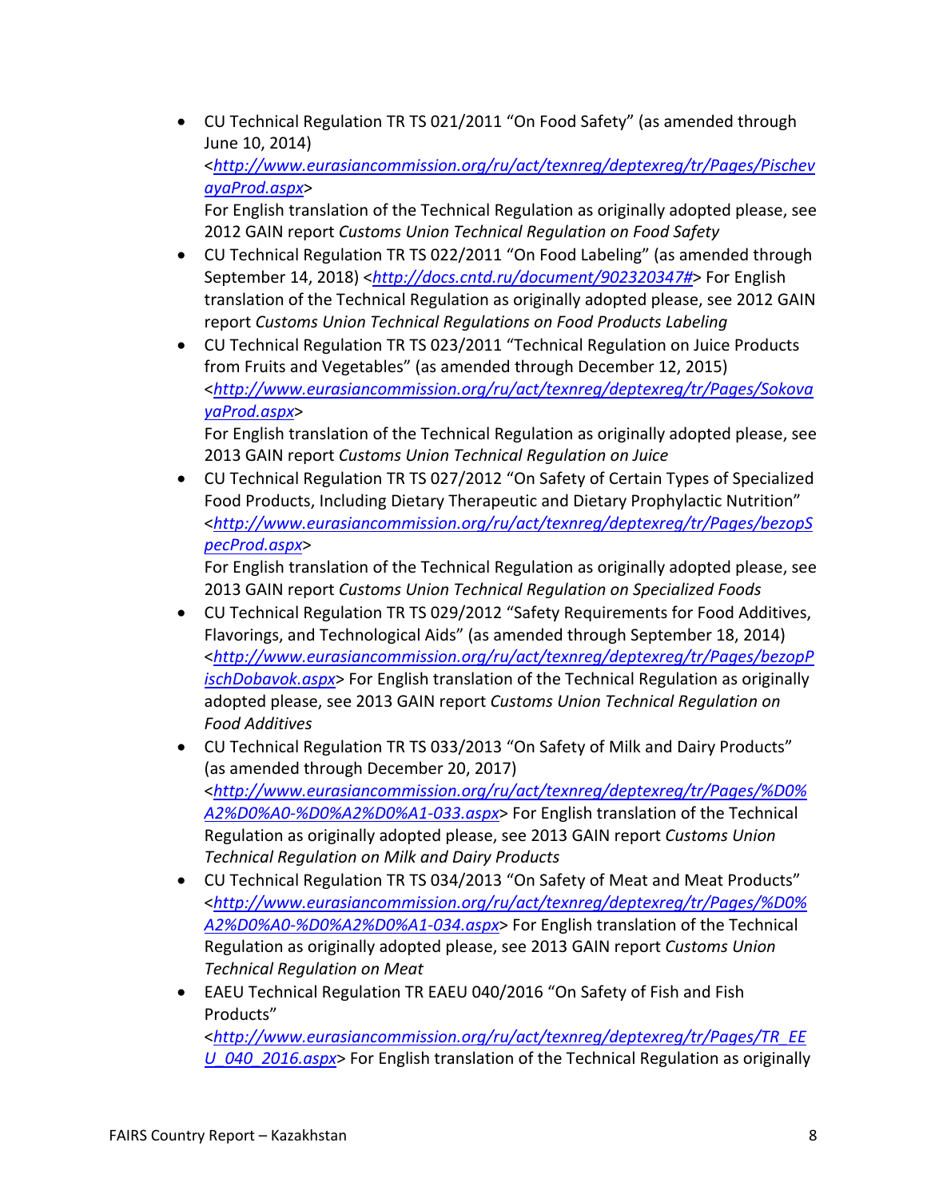- CU Technical Regulation TR TS 021/2011 "On Food Safety" (as amended through June 10, 2014) <*http://www.eurasiancommission.org/ru/act/texnreg/deptexreg/tr/Pages/PischevayaProd.aspx*> For English translation of the Technical Regulation as originally adopted please, see 2012 GAIN report *Customs Union Technical Regulation on Food Safety*
- CU Technical Regulation TR TS 022/2011 "On Food Labeling" (as amended through September 14, 2018) <*http://docs.cntd.ru/document/902320347#*> For English translation of the Technical Regulation as originally adopted please, see 2012 GAIN report *Customs Union Technical Regulations on Food Products Labeling*
- CU Technical Regulation TR TS 023/2011 "Technical Regulation on Juice Products from Fruits and Vegetables" (as amended through December 12, 2015) <*http://www.eurasiancommission.org/ru/act/texnreg/deptexreg/tr/Pages/SokovayaProd.aspx*> For English translation of the Technical Regulation as originally adopted please, see 2013 GAIN report *Customs Union Technical Regulation on Juice*
- CU Technical Regulation TR TS 027/2012 "On Safety of Certain Types of Specialized Food Products, Including Dietary Therapeutic and Dietary Prophylactic Nutrition" <*http://www.eurasiancommission.org/ru/act/texnreg/deptexreg/tr/Pages/bezopSpecProd.aspx*> For English translation of the Technical Regulation as originally adopted please, see 2013 GAIN report *Customs Union Technical Regulation on Specialized Foods*
- CU Technical Regulation TR TS 029/2012 "Safety Requirements for Food Additives, Flavorings, and Technological Aids" (as amended through September 18, 2014) <*http://www.eurasiancommission.org/ru/act/texnreg/deptexreg/tr/Pages/bezopPischDobavok.aspx*> For English translation of the Technical Regulation as originally adopted please, see 2013 GAIN report *Customs Union Technical Regulation on Food Additives*
- CU Technical Regulation TR TS 033/2013 "On Safety of Milk and Dairy Products" (as amended through December 20, 2017) <*http://www.eurasiancommission.org/ru/act/texnreg/deptexreg/tr/Pages/%D0%A2%D0%A0-%D0%A2%D0%A1-033.aspx*> For English translation of the Technical Regulation as originally adopted please, see 2013 GAIN report *Customs Union Technical Regulation on Milk and Dairy Products*
- CU Technical Regulation TR TS 034/2013 "On Safety of Meat and Meat Products" <*http://www.eurasiancommission.org/ru/act/texnreg/deptexreg/tr/Pages/%D0%A2%D0%A0-%D0%A2%D0%A1-034.aspx*> For English translation of the Technical Regulation as originally adopted please, see 2013 GAIN report *Customs Union Technical Regulation on Meat*
- EAEU Technical Regulation TR EAEU 040/2016 "On Safety of Fish and Fish Products" <*http://www.eurasiancommission.org/ru/act/texnreg/deptexreg/tr/Pages/TR_EEU_040_2016.aspx*> For English translation of the Technical Regulation as originally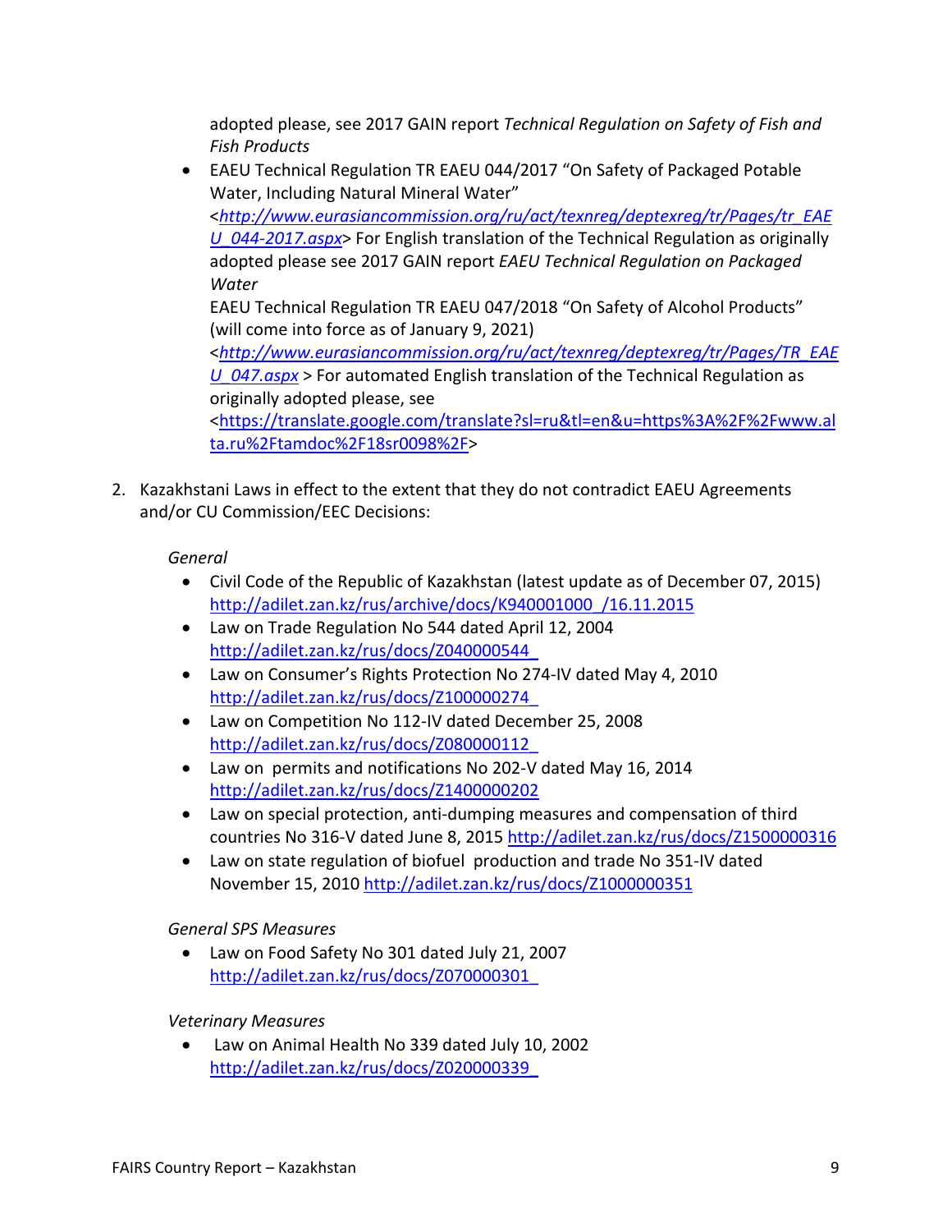adopted please, see 2017 GAIN report *Technical Regulation on Safety of Fish and Fish Products*

- EAEU Technical Regulation TR EAEU 044/2017 "On Safety of Packaged Potable Water, Including Natural Mineral Water" <*http://www.eurasiancommission.org/ru/act/texnreg/deptexreg/tr/Pages/tr_EAEU_044-2017.aspx*> For English translation of the Technical Regulation as originally adopted please see 2017 GAIN report *EAEU Technical Regulation on Packaged Water*

  EAEU Technical Regulation TR EAEU 047/2018 "On Safety of Alcohol Products" (will come into force as of January 9, 2021) <*http://www.eurasiancommission.org/ru/act/texnreg/deptexreg/tr/Pages/TR_EAEU_047.aspx*> For automated English translation of the Technical Regulation as originally adopted please, see <https://translate.google.com/translate?sl=ru&tl=en&u=https%3A%2F%2Fwww.alta.ru%2Ftamdoc%2F18sr0098%2F>

2. Kazakhstani Laws in effect to the extent that they do not contradict EAEU Agreements and/or CU Commission/EEC Decisions:

*General*

- Civil Code of the Republic of Kazakhstan (latest update as of December 07, 2015) http://adilet.zan.kz/rus/archive/docs/K940001000_/16.11.2015
- Law on Trade Regulation No 544 dated April 12, 2004 http://adilet.zan.kz/rus/docs/Z040000544_
- Law on Consumer's Rights Protection No 274-IV dated May 4, 2010 http://adilet.zan.kz/rus/docs/Z100000274_
- Law on Competition No 112-IV dated December 25, 2008 http://adilet.zan.kz/rus/docs/Z080000112_
- Law on permits and notifications No 202-V dated May 16, 2014 http://adilet.zan.kz/rus/docs/Z1400000202
- Law on special protection, anti-dumping measures and compensation of third countries No 316-V dated June 8, 2015 http://adilet.zan.kz/rus/docs/Z1500000316
- Law on state regulation of biofuel production and trade No 351-IV dated November 15, 2010 http://adilet.zan.kz/rus/docs/Z1000000351

*General SPS Measures*

- Law on Food Safety No 301 dated July 21, 2007 http://adilet.zan.kz/rus/docs/Z070000301_

*Veterinary Measures*

- Law on Animal Health No 339 dated July 10, 2002 http://adilet.zan.kz/rus/docs/Z020000339_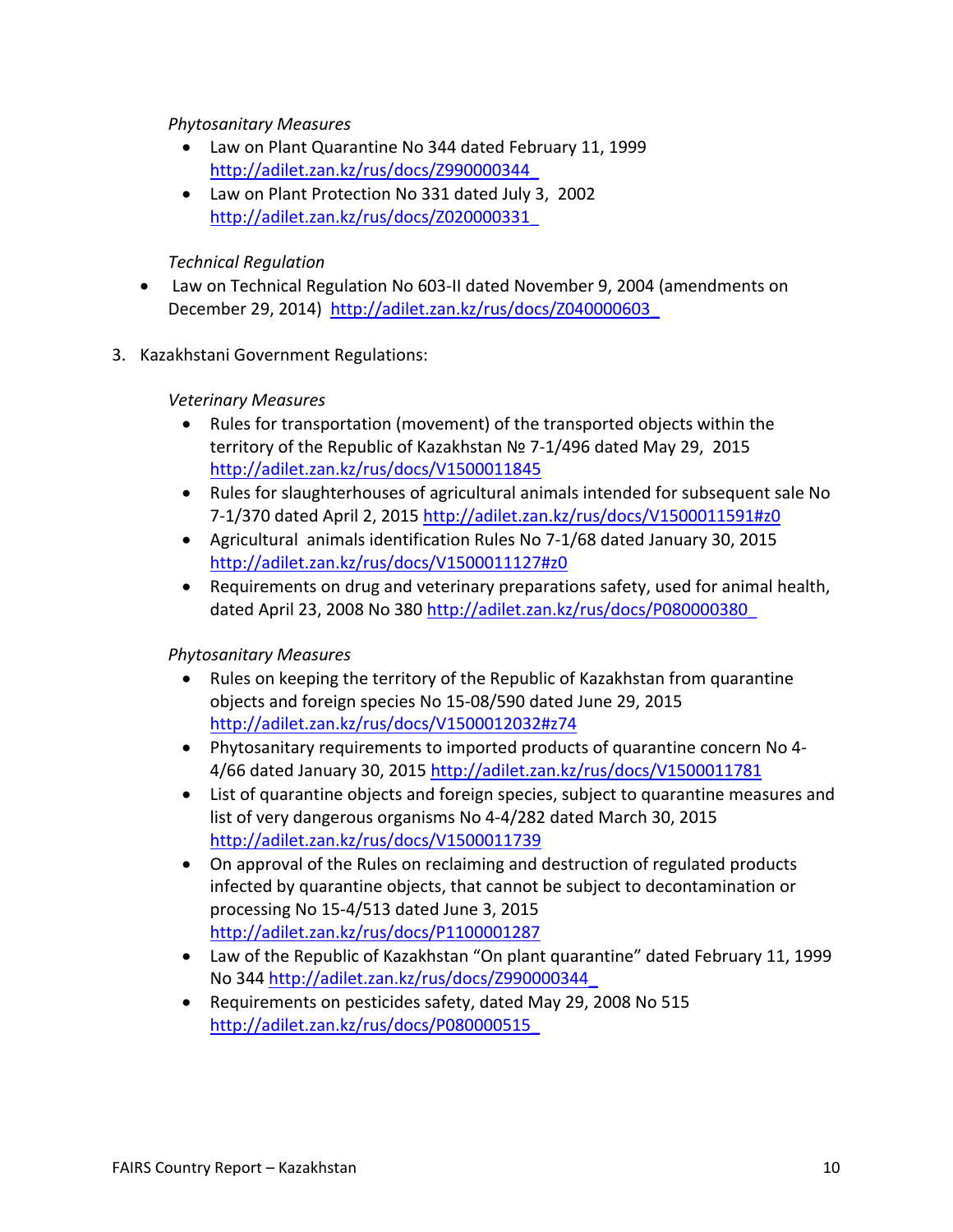*Phytosanitary Measures*

- Law on Plant Quarantine No 344 dated February 11, 1999 http://adilet.zan.kz/rus/docs/Z990000344_
- Law on Plant Protection No 331 dated July 3, 2002 http://adilet.zan.kz/rus/docs/Z020000331_

*Technical Regulation*

- Law on Technical Regulation No 603-II dated November 9, 2004 (amendments on December 29, 2014) http://adilet.zan.kz/rus/docs/Z040000603_

3. Kazakhstani Government Regulations:

*Veterinary Measures*

- Rules for transportation (movement) of the transported objects within the territory of the Republic of Kazakhstan № 7-1/496 dated May 29, 2015 http://adilet.zan.kz/rus/docs/V1500011845
- Rules for slaughterhouses of agricultural animals intended for subsequent sale No 7-1/370 dated April 2, 2015 http://adilet.zan.kz/rus/docs/V1500011591#z0
- Agricultural animals identification Rules No 7-1/68 dated January 30, 2015 http://adilet.zan.kz/rus/docs/V1500011127#z0
- Requirements on drug and veterinary preparations safety, used for animal health, dated April 23, 2008 No 380 http://adilet.zan.kz/rus/docs/P080000380_

*Phytosanitary Measures*

- Rules on keeping the territory of the Republic of Kazakhstan from quarantine objects and foreign species No 15-08/590 dated June 29, 2015 http://adilet.zan.kz/rus/docs/V1500012032#z74
- Phytosanitary requirements to imported products of quarantine concern No 4-4/66 dated January 30, 2015 http://adilet.zan.kz/rus/docs/V1500011781
- List of quarantine objects and foreign species, subject to quarantine measures and list of very dangerous organisms No 4-4/282 dated March 30, 2015 http://adilet.zan.kz/rus/docs/V1500011739
- On approval of the Rules on reclaiming and destruction of regulated products infected by quarantine objects, that cannot be subject to decontamination or processing No 15-4/513 dated June 3, 2015 http://adilet.zan.kz/rus/docs/P1100001287
- Law of the Republic of Kazakhstan "On plant quarantine" dated February 11, 1999 No 344 http://adilet.zan.kz/rus/docs/Z990000344_
- Requirements on pesticides safety, dated May 29, 2008 No 515 http://adilet.zan.kz/rus/docs/P080000515_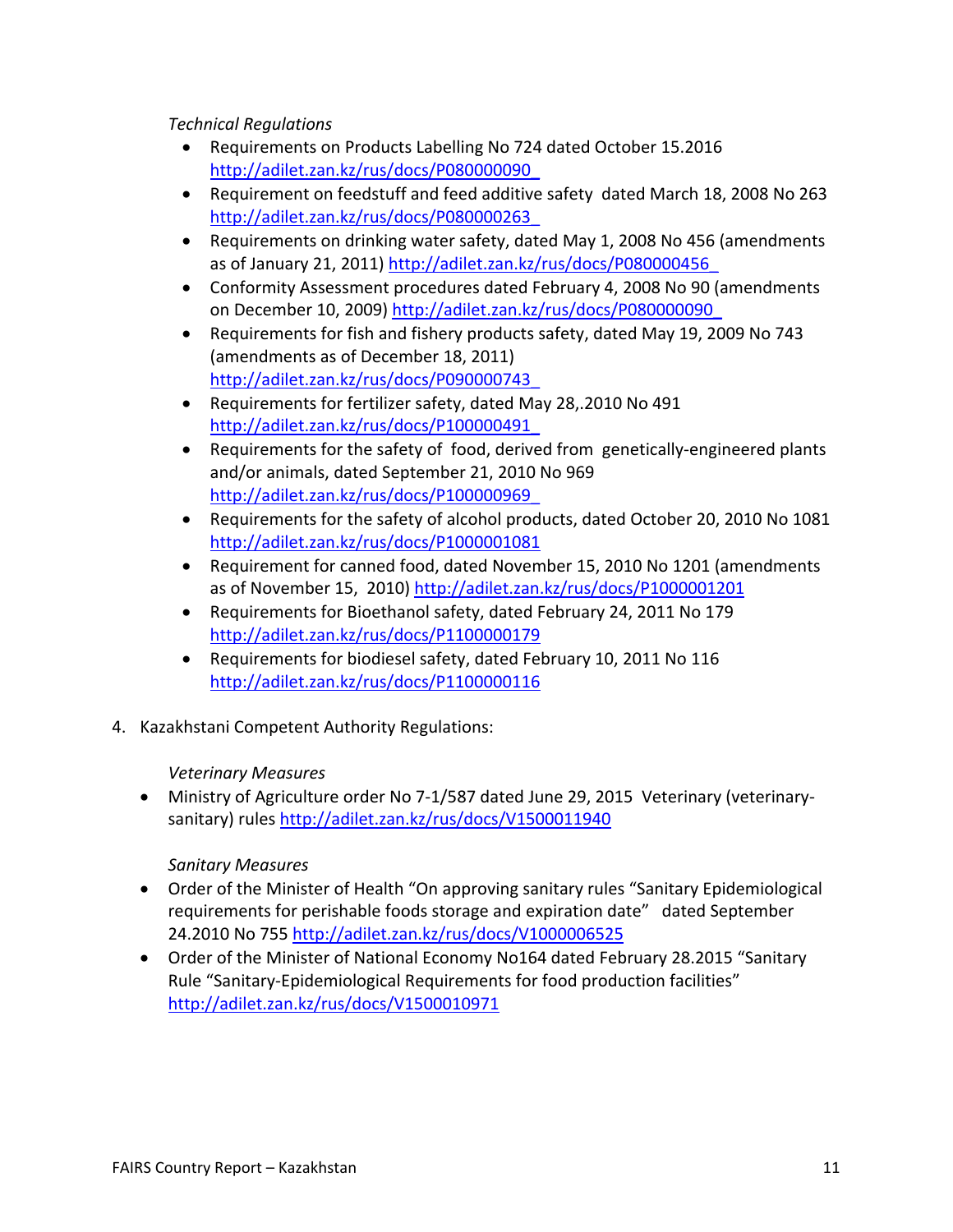*Technical Regulations*

- Requirements on Products Labelling No 724 dated October 15.2016 http://adilet.zan.kz/rus/docs/P080000090_
- Requirement on feedstuff and feed additive safety dated March 18, 2008 No 263 http://adilet.zan.kz/rus/docs/P080000263_
- Requirements on drinking water safety, dated May 1, 2008 No 456 (amendments as of January 21, 2011) http://adilet.zan.kz/rus/docs/P080000456_
- Conformity Assessment procedures dated February 4, 2008 No 90 (amendments on December 10, 2009) http://adilet.zan.kz/rus/docs/P080000090_
- Requirements for fish and fishery products safety, dated May 19, 2009 No 743 (amendments as of December 18, 2011) http://adilet.zan.kz/rus/docs/P090000743_
- Requirements for fertilizer safety, dated May 28,.2010 No 491 http://adilet.zan.kz/rus/docs/P100000491_
- Requirements for the safety of food, derived from genetically-engineered plants and/or animals, dated September 21, 2010 No 969 http://adilet.zan.kz/rus/docs/P100000969_
- Requirements for the safety of alcohol products, dated October 20, 2010 No 1081 http://adilet.zan.kz/rus/docs/P1000001081
- Requirement for canned food, dated November 15, 2010 No 1201 (amendments as of November 15, 2010) http://adilet.zan.kz/rus/docs/P1000001201
- Requirements for Bioethanol safety, dated February 24, 2011 No 179 http://adilet.zan.kz/rus/docs/P1100000179
- Requirements for biodiesel safety, dated February 10, 2011 No 116 http://adilet.zan.kz/rus/docs/P1100000116

4. Kazakhstani Competent Authority Regulations:

*Veterinary Measures*

- Ministry of Agriculture order No 7-1/587 dated June 29, 2015 Veterinary (veterinary-sanitary) rules http://adilet.zan.kz/rus/docs/V1500011940

*Sanitary Measures*

- Order of the Minister of Health "On approving sanitary rules "Sanitary Epidemiological requirements for perishable foods storage and expiration date" dated September 24.2010 No 755 http://adilet.zan.kz/rus/docs/V1000006525
- Order of the Minister of National Economy No164 dated February 28.2015 "Sanitary Rule "Sanitary-Epidemiological Requirements for food production facilities" http://adilet.zan.kz/rus/docs/V1500010971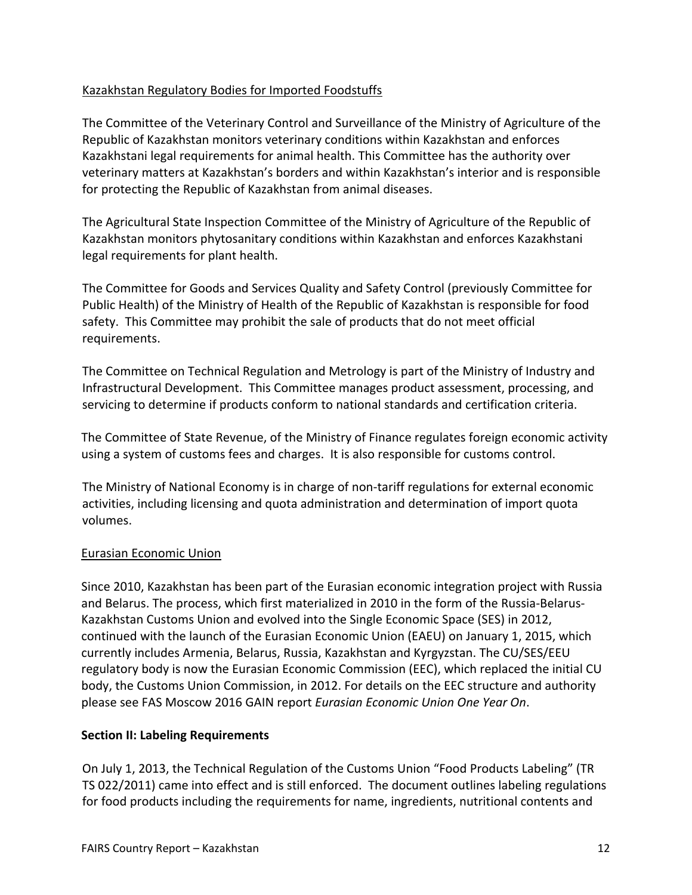Kazakhstan Regulatory Bodies for Imported Foodstuffs

The Committee of the Veterinary Control and Surveillance of the Ministry of Agriculture of the Republic of Kazakhstan monitors veterinary conditions within Kazakhstan and enforces Kazakhstani legal requirements for animal health. This Committee has the authority over veterinary matters at Kazakhstan's borders and within Kazakhstan's interior and is responsible for protecting the Republic of Kazakhstan from animal diseases.

The Agricultural State Inspection Committee of the Ministry of Agriculture of the Republic of Kazakhstan monitors phytosanitary conditions within Kazakhstan and enforces Kazakhstani legal requirements for plant health.

The Committee for Goods and Services Quality and Safety Control (previously Committee for Public Health) of the Ministry of Health of the Republic of Kazakhstan is responsible for food safety. This Committee may prohibit the sale of products that do not meet official requirements.

The Committee on Technical Regulation and Metrology is part of the Ministry of Industry and Infrastructural Development. This Committee manages product assessment, processing, and servicing to determine if products conform to national standards and certification criteria.

The Committee of State Revenue, of the Ministry of Finance regulates foreign economic activity using a system of customs fees and charges. It is also responsible for customs control.

The Ministry of National Economy is in charge of non-tariff regulations for external economic activities, including licensing and quota administration and determination of import quota volumes.

Eurasian Economic Union

Since 2010, Kazakhstan has been part of the Eurasian economic integration project with Russia and Belarus. The process, which first materialized in 2010 in the form of the Russia-Belarus-Kazakhstan Customs Union and evolved into the Single Economic Space (SES) in 2012, continued with the launch of the Eurasian Economic Union (EAEU) on January 1, 2015, which currently includes Armenia, Belarus, Russia, Kazakhstan and Kyrgyzstan. The CU/SES/EEU regulatory body is now the Eurasian Economic Commission (EEC), which replaced the initial CU body, the Customs Union Commission, in 2012. For details on the EEC structure and authority please see FAS Moscow 2016 GAIN report *Eurasian Economic Union One Year On*.

## Section II: Labeling Requirements

On July 1, 2013, the Technical Regulation of the Customs Union "Food Products Labeling" (TR TS 022/2011) came into effect and is still enforced. The document outlines labeling regulations for food products including the requirements for name, ingredients, nutritional contents and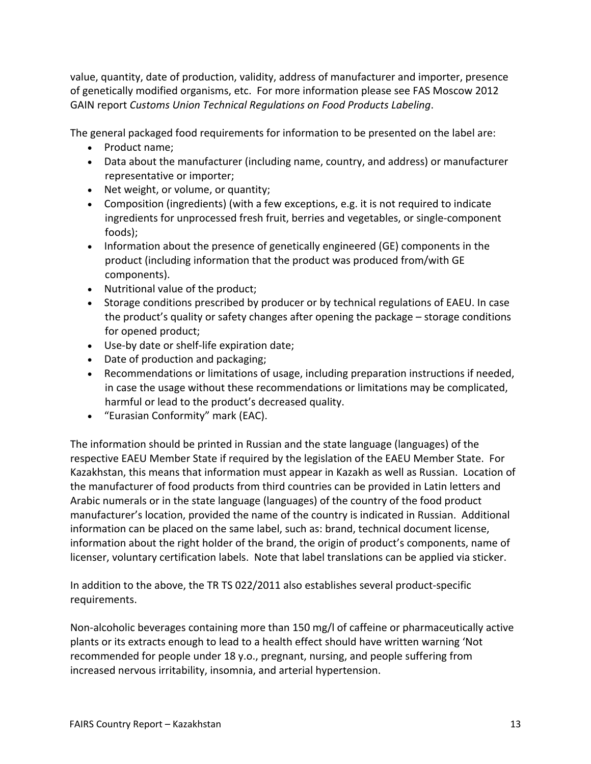value, quantity, date of production, validity, address of manufacturer and importer, presence of genetically modified organisms, etc.  For more information please see FAS Moscow 2012 GAIN report *Customs Union Technical Regulations on Food Products Labeling*.

The general packaged food requirements for information to be presented on the label are:

- Product name;
- Data about the manufacturer (including name, country, and address) or manufacturer representative or importer;
- Net weight, or volume, or quantity;
- Composition (ingredients) (with a few exceptions, e.g. it is not required to indicate ingredients for unprocessed fresh fruit, berries and vegetables, or single-component foods);
- Information about the presence of genetically engineered (GE) components in the product (including information that the product was produced from/with GE components).
- Nutritional value of the product;
- Storage conditions prescribed by producer or by technical regulations of EAEU. In case the product's quality or safety changes after opening the package – storage conditions for opened product;
- Use-by date or shelf-life expiration date;
- Date of production and packaging;
- Recommendations or limitations of usage, including preparation instructions if needed, in case the usage without these recommendations or limitations may be complicated, harmful or lead to the product's decreased quality.
- "Eurasian Conformity" mark (EAC).

The information should be printed in Russian and the state language (languages) of the respective EAEU Member State if required by the legislation of the EAEU Member State.  For Kazakhstan, this means that information must appear in Kazakh as well as Russian.  Location of the manufacturer of food products from third countries can be provided in Latin letters and Arabic numerals or in the state language (languages) of the country of the food product manufacturer's location, provided the name of the country is indicated in Russian.  Additional information can be placed on the same label, such as: brand, technical document license, information about the right holder of the brand, the origin of product's components, name of licenser, voluntary certification labels.  Note that label translations can be applied via sticker.

In addition to the above, the TR TS 022/2011 also establishes several product-specific requirements.

Non-alcoholic beverages containing more than 150 mg/l of caffeine or pharmaceutically active plants or its extracts enough to lead to a health effect should have written warning 'Not recommended for people under 18 y.o., pregnant, nursing, and people suffering from increased nervous irritability, insomnia, and arterial hypertension.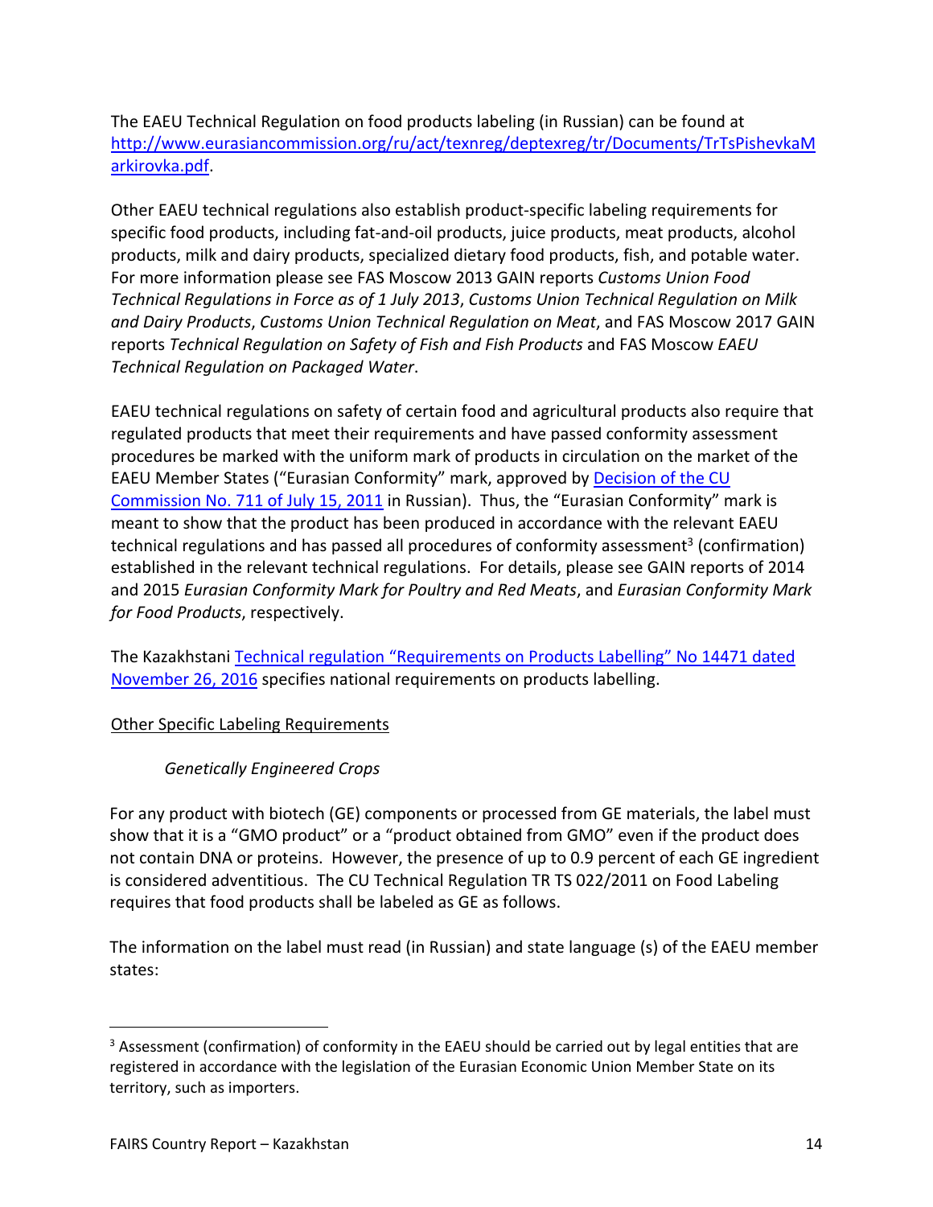The EAEU Technical Regulation on food products labeling (in Russian) can be found at [http://www.eurasiancommission.org/ru/act/texnreg/deptexreg/tr/Documents/TrTsPishevkaMarkirovka.pdf](http://www.eurasiancommission.org/ru/act/texnreg/deptexreg/tr/Documents/TrTsPishevkaMarkirovka.pdf).

Other EAEU technical regulations also establish product-specific labeling requirements for specific food products, including fat-and-oil products, juice products, meat products, alcohol products, milk and dairy products, specialized dietary food products, fish, and potable water. For more information please see FAS Moscow 2013 GAIN reports *Customs Union Food Technical Regulations in Force as of 1 July 2013*, *Customs Union Technical Regulation on Milk and Dairy Products*, *Customs Union Technical Regulation on Meat*, and FAS Moscow 2017 GAIN reports *Technical Regulation on Safety of Fish and Fish Products* and FAS Moscow *EAEU Technical Regulation on Packaged Water*.

EAEU technical regulations on safety of certain food and agricultural products also require that regulated products that meet their requirements and have passed conformity assessment procedures be marked with the uniform mark of products in circulation on the market of the EAEU Member States ("Eurasian Conformity" mark, approved by Decision of the CU Commission No. 711 of July 15, 2011 in Russian). Thus, the "Eurasian Conformity" mark is meant to show that the product has been produced in accordance with the relevant EAEU technical regulations and has passed all procedures of conformity assessment[3] (confirmation) established in the relevant technical regulations. For details, please see GAIN reports of 2014 and 2015 *Eurasian Conformity Mark for Poultry and Red Meats*, and *Eurasian Conformity Mark for Food Products*, respectively.

The Kazakhstani Technical regulation "Requirements on Products Labelling" No 14471 dated November 26, 2016 specifies national requirements on products labelling.

Other Specific Labeling Requirements

*Genetically Engineered Crops*

For any product with biotech (GE) components or processed from GE materials, the label must show that it is a "GMO product" or a "product obtained from GMO" even if the product does not contain DNA or proteins. However, the presence of up to 0.9 percent of each GE ingredient is considered adventitious. The CU Technical Regulation TR TS 022/2011 on Food Labeling requires that food products shall be labeled as GE as follows.

The information on the label must read (in Russian) and state language (s) of the EAEU member states:

[3] Assessment (confirmation) of conformity in the EAEU should be carried out by legal entities that are registered in accordance with the legislation of the Eurasian Economic Union Member State on its territory, such as importers.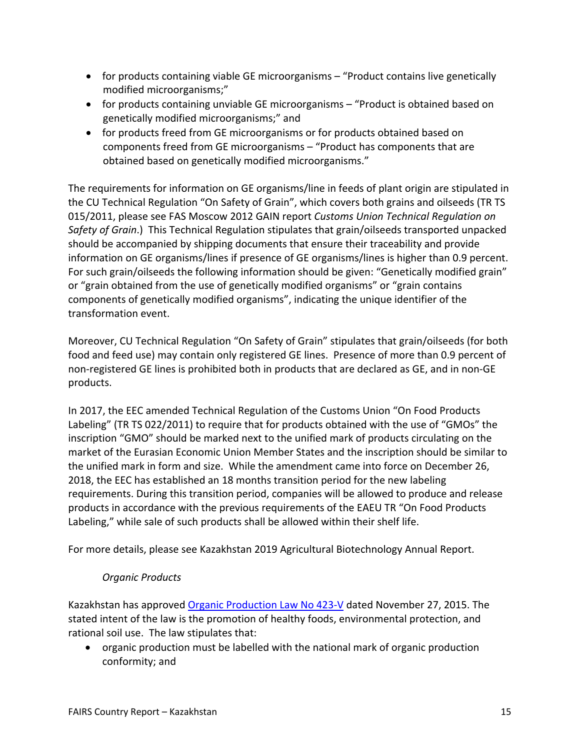- for products containing viable GE microorganisms – "Product contains live genetically modified microorganisms;"
- for products containing unviable GE microorganisms – "Product is obtained based on genetically modified microorganisms;" and
- for products freed from GE microorganisms or for products obtained based on components freed from GE microorganisms – "Product has components that are obtained based on genetically modified microorganisms."

The requirements for information on GE organisms/line in feeds of plant origin are stipulated in the CU Technical Regulation "On Safety of Grain", which covers both grains and oilseeds (TR TS 015/2011, please see FAS Moscow 2012 GAIN report *Customs Union Technical Regulation on Safety of Grain*.) This Technical Regulation stipulates that grain/oilseeds transported unpacked should be accompanied by shipping documents that ensure their traceability and provide information on GE organisms/lines if presence of GE organisms/lines is higher than 0.9 percent. For such grain/oilseeds the following information should be given: "Genetically modified grain" or "grain obtained from the use of genetically modified organisms" or "grain contains components of genetically modified organisms", indicating the unique identifier of the transformation event.

Moreover, CU Technical Regulation "On Safety of Grain" stipulates that grain/oilseeds (for both food and feed use) may contain only registered GE lines. Presence of more than 0.9 percent of non-registered GE lines is prohibited both in products that are declared as GE, and in non-GE products.

In 2017, the EEC amended Technical Regulation of the Customs Union "On Food Products Labeling" (TR TS 022/2011) to require that for products obtained with the use of "GMOs" the inscription "GMO" should be marked next to the unified mark of products circulating on the market of the Eurasian Economic Union Member States and the inscription should be similar to the unified mark in form and size. While the amendment came into force on December 26, 2018, the EEC has established an 18 months transition period for the new labeling requirements. During this transition period, companies will be allowed to produce and release products in accordance with the previous requirements of the EAEU TR "On Food Products Labeling," while sale of such products shall be allowed within their shelf life.

For more details, please see Kazakhstan 2019 Agricultural Biotechnology Annual Report.

*Organic Products*

Kazakhstan has approved [Organic Production Law No 423-V]() dated November 27, 2015. The stated intent of the law is the promotion of healthy foods, environmental protection, and rational soil use. The law stipulates that:

- organic production must be labelled with the national mark of organic production conformity; and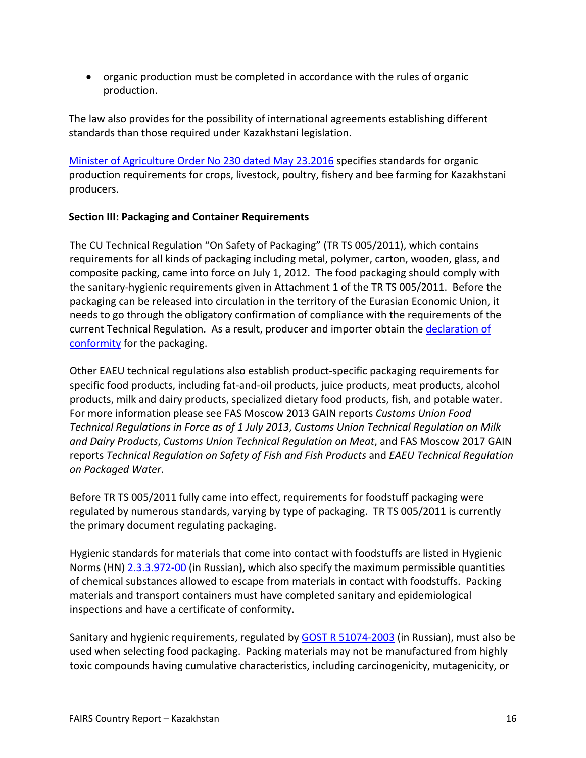- organic production must be completed in accordance with the rules of organic production.

The law also provides for the possibility of international agreements establishing different standards than those required under Kazakhstani legislation.

Minister of Agriculture Order No 230 dated May 23.2016 specifies standards for organic production requirements for crops, livestock, poultry, fishery and bee farming for Kazakhstani producers.

**Section III: Packaging and Container Requirements**

The CU Technical Regulation "On Safety of Packaging" (TR TS 005/2011), which contains requirements for all kinds of packaging including metal, polymer, carton, wooden, glass, and composite packing, came into force on July 1, 2012. The food packaging should comply with the sanitary-hygienic requirements given in Attachment 1 of the TR TS 005/2011. Before the packaging can be released into circulation in the territory of the Eurasian Economic Union, it needs to go through the obligatory confirmation of compliance with the requirements of the current Technical Regulation. As a result, producer and importer obtain the declaration of conformity for the packaging.

Other EAEU technical regulations also establish product-specific packaging requirements for specific food products, including fat-and-oil products, juice products, meat products, alcohol products, milk and dairy products, specialized dietary food products, fish, and potable water. For more information please see FAS Moscow 2013 GAIN reports *Customs Union Food Technical Regulations in Force as of 1 July 2013*, *Customs Union Technical Regulation on Milk and Dairy Products*, *Customs Union Technical Regulation on Meat*, and FAS Moscow 2017 GAIN reports *Technical Regulation on Safety of Fish and Fish Products* and *EAEU Technical Regulation on Packaged Water*.

Before TR TS 005/2011 fully came into effect, requirements for foodstuff packaging were regulated by numerous standards, varying by type of packaging. TR TS 005/2011 is currently the primary document regulating packaging.

Hygienic standards for materials that come into contact with foodstuffs are listed in Hygienic Norms (HN) 2.3.3.972-00 (in Russian), which also specify the maximum permissible quantities of chemical substances allowed to escape from materials in contact with foodstuffs. Packing materials and transport containers must have completed sanitary and epidemiological inspections and have a certificate of conformity.

Sanitary and hygienic requirements, regulated by GOST R 51074-2003 (in Russian), must also be used when selecting food packaging. Packing materials may not be manufactured from highly toxic compounds having cumulative characteristics, including carcinogenicity, mutagenicity, or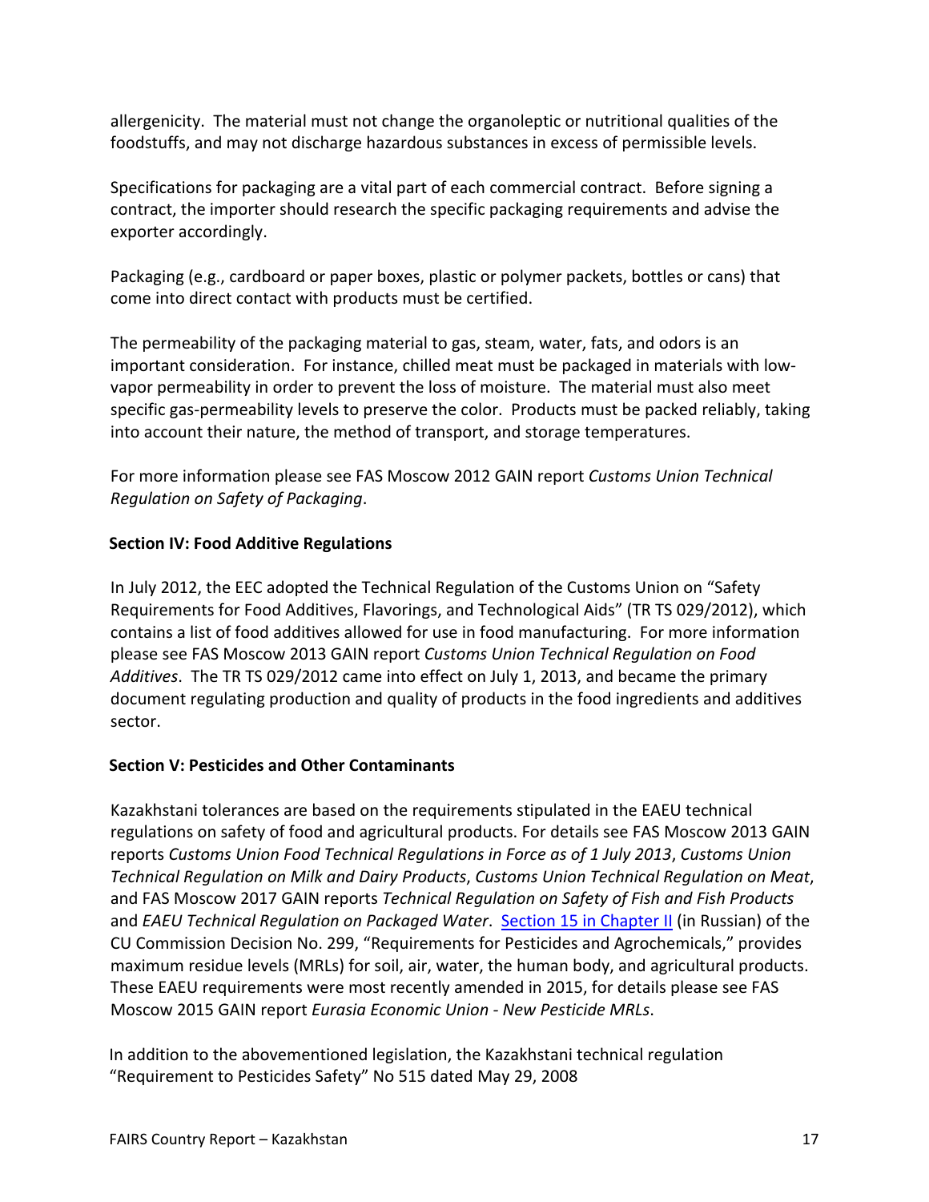allergenicity. The material must not change the organoleptic or nutritional qualities of the foodstuffs, and may not discharge hazardous substances in excess of permissible levels.

Specifications for packaging are a vital part of each commercial contract. Before signing a contract, the importer should research the specific packaging requirements and advise the exporter accordingly.

Packaging (e.g., cardboard or paper boxes, plastic or polymer packets, bottles or cans) that come into direct contact with products must be certified.

The permeability of the packaging material to gas, steam, water, fats, and odors is an important consideration. For instance, chilled meat must be packaged in materials with low-vapor permeability in order to prevent the loss of moisture. The material must also meet specific gas-permeability levels to preserve the color. Products must be packed reliably, taking into account their nature, the method of transport, and storage temperatures.

For more information please see FAS Moscow 2012 GAIN report *Customs Union Technical Regulation on Safety of Packaging*.

## Section IV: Food Additive Regulations

In July 2012, the EEC adopted the Technical Regulation of the Customs Union on "Safety Requirements for Food Additives, Flavorings, and Technological Aids" (TR TS 029/2012), which contains a list of food additives allowed for use in food manufacturing. For more information please see FAS Moscow 2013 GAIN report *Customs Union Technical Regulation on Food Additives*. The TR TS 029/2012 came into effect on July 1, 2013, and became the primary document regulating production and quality of products in the food ingredients and additives sector.

## Section V: Pesticides and Other Contaminants

Kazakhstani tolerances are based on the requirements stipulated in the EAEU technical regulations on safety of food and agricultural products. For details see FAS Moscow 2013 GAIN reports *Customs Union Food Technical Regulations in Force as of 1 July 2013*, *Customs Union Technical Regulation on Milk and Dairy Products*, *Customs Union Technical Regulation on Meat*, and FAS Moscow 2017 GAIN reports *Technical Regulation on Safety of Fish and Fish Products* and *EAEU Technical Regulation on Packaged Water*. Section 15 in Chapter II (in Russian) of the CU Commission Decision No. 299, "Requirements for Pesticides and Agrochemicals," provides maximum residue levels (MRLs) for soil, air, water, the human body, and agricultural products. These EAEU requirements were most recently amended in 2015, for details please see FAS Moscow 2015 GAIN report *Eurasia Economic Union - New Pesticide MRLs*.

In addition to the abovementioned legislation, the Kazakhstani technical regulation "Requirement to Pesticides Safety" No 515 dated May 29, 2008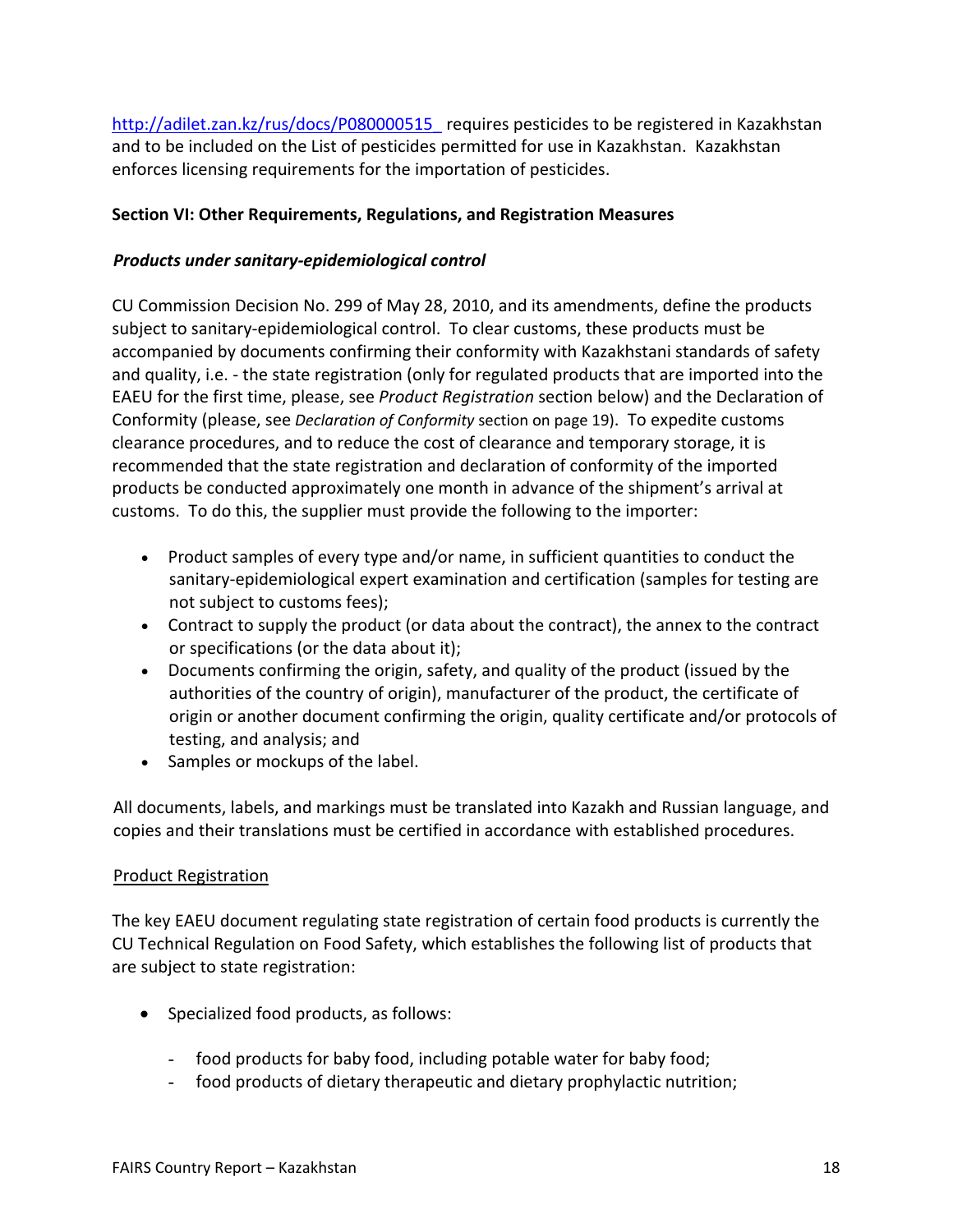http://adilet.zan.kz/rus/docs/P080000515_ requires pesticides to be registered in Kazakhstan and to be included on the List of pesticides permitted for use in Kazakhstan. Kazakhstan enforces licensing requirements for the importation of pesticides.

**Section VI: Other Requirements, Regulations, and Registration Measures**

***Products under sanitary-epidemiological control***

CU Commission Decision No. 299 of May 28, 2010, and its amendments, define the products subject to sanitary-epidemiological control. To clear customs, these products must be accompanied by documents confirming their conformity with Kazakhstani standards of safety and quality, i.e. - the state registration (only for regulated products that are imported into the EAEU for the first time, please, see *Product Registration* section below) and the Declaration of Conformity (please, see *Declaration of Conformity* section on page 19). To expedite customs clearance procedures, and to reduce the cost of clearance and temporary storage, it is recommended that the state registration and declaration of conformity of the imported products be conducted approximately one month in advance of the shipment's arrival at customs. To do this, the supplier must provide the following to the importer:

- Product samples of every type and/or name, in sufficient quantities to conduct the sanitary-epidemiological expert examination and certification (samples for testing are not subject to customs fees);
- Contract to supply the product (or data about the contract), the annex to the contract or specifications (or the data about it);
- Documents confirming the origin, safety, and quality of the product (issued by the authorities of the country of origin), manufacturer of the product, the certificate of origin or another document confirming the origin, quality certificate and/or protocols of testing, and analysis; and
- Samples or mockups of the label.

All documents, labels, and markings must be translated into Kazakh and Russian language, and copies and their translations must be certified in accordance with established procedures.

Product Registration

The key EAEU document regulating state registration of certain food products is currently the CU Technical Regulation on Food Safety, which establishes the following list of products that are subject to state registration:

- Specialized food products, as follows:
  - food products for baby food, including potable water for baby food;
  - food products of dietary therapeutic and dietary prophylactic nutrition;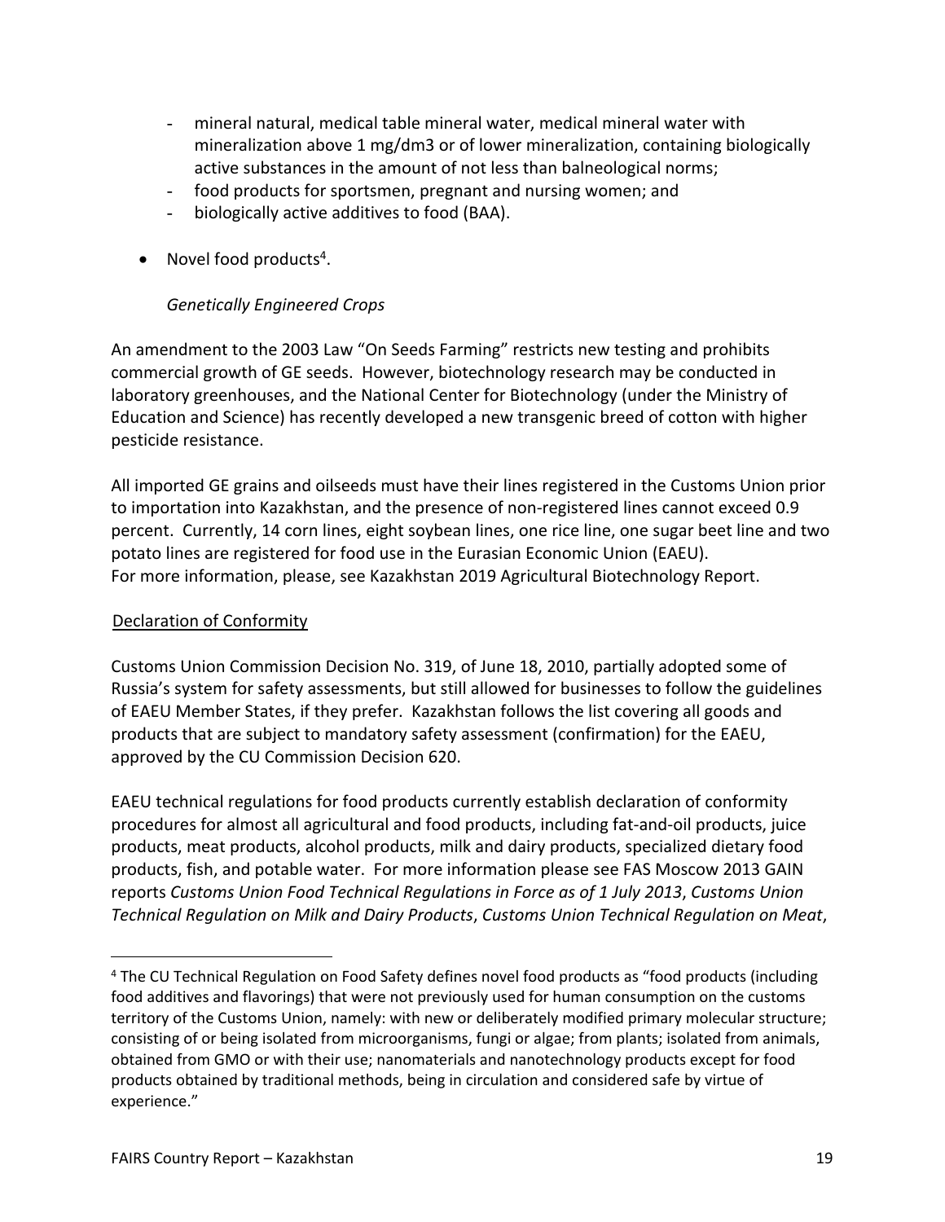- mineral natural, medical table mineral water, medical mineral water with mineralization above 1 mg/dm3 or of lower mineralization, containing biologically active substances in the amount of not less than balneological norms;
- food products for sportsmen, pregnant and nursing women; and
- biologically active additives to food (BAA).

- Novel food products[4].

*Genetically Engineered Crops*

An amendment to the 2003 Law "On Seeds Farming" restricts new testing and prohibits commercial growth of GE seeds. However, biotechnology research may be conducted in laboratory greenhouses, and the National Center for Biotechnology (under the Ministry of Education and Science) has recently developed a new transgenic breed of cotton with higher pesticide resistance.

All imported GE grains and oilseeds must have their lines registered in the Customs Union prior to importation into Kazakhstan, and the presence of non-registered lines cannot exceed 0.9 percent. Currently, 14 corn lines, eight soybean lines, one rice line, one sugar beet line and two potato lines are registered for food use in the Eurasian Economic Union (EAEU). For more information, please, see Kazakhstan 2019 Agricultural Biotechnology Report.

Declaration of Conformity

Customs Union Commission Decision No. 319, of June 18, 2010, partially adopted some of Russia's system for safety assessments, but still allowed for businesses to follow the guidelines of EAEU Member States, if they prefer. Kazakhstan follows the list covering all goods and products that are subject to mandatory safety assessment (confirmation) for the EAEU, approved by the CU Commission Decision 620.

EAEU technical regulations for food products currently establish declaration of conformity procedures for almost all agricultural and food products, including fat-and-oil products, juice products, meat products, alcohol products, milk and dairy products, specialized dietary food products, fish, and potable water. For more information please see FAS Moscow 2013 GAIN reports *Customs Union Food Technical Regulations in Force as of 1 July 2013*, *Customs Union Technical Regulation on Milk and Dairy Products*, *Customs Union Technical Regulation on Meat*,

[4] The CU Technical Regulation on Food Safety defines novel food products as "food products (including food additives and flavorings) that were not previously used for human consumption on the customs territory of the Customs Union, namely: with new or deliberately modified primary molecular structure; consisting of or being isolated from microorganisms, fungi or algae; from plants; isolated from animals, obtained from GMO or with their use; nanomaterials and nanotechnology products except for food products obtained by traditional methods, being in circulation and considered safe by virtue of experience."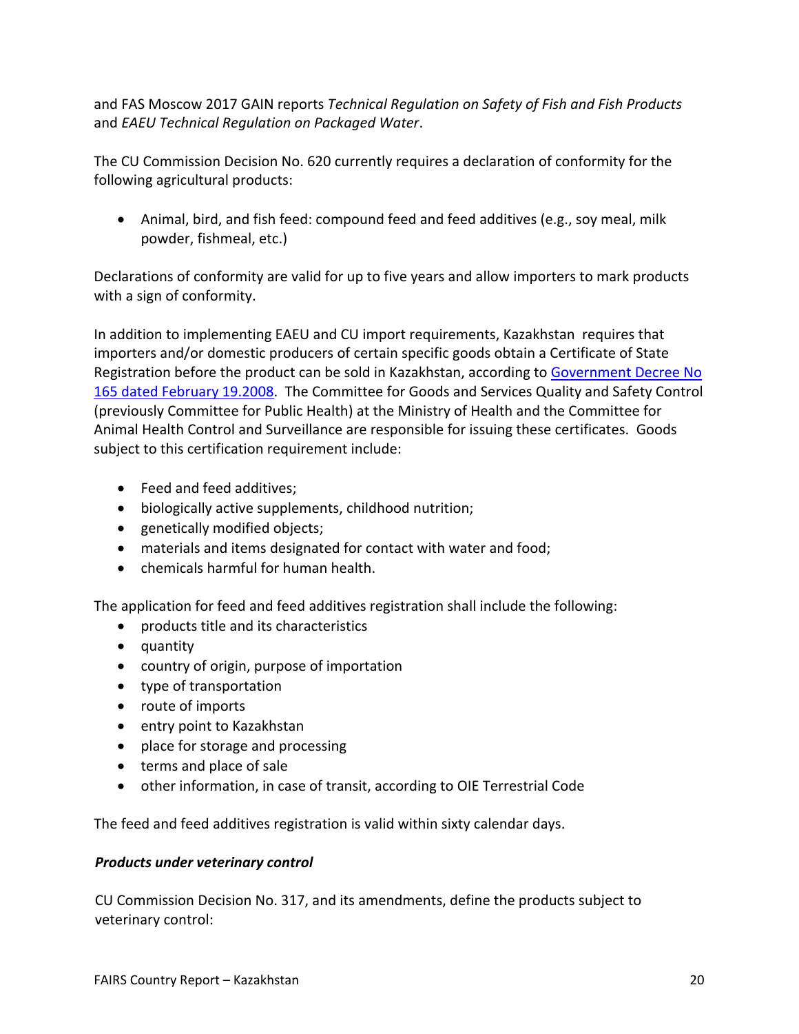and FAS Moscow 2017 GAIN reports *Technical Regulation on Safety of Fish and Fish Products* and *EAEU Technical Regulation on Packaged Water*.

The CU Commission Decision No. 620 currently requires a declaration of conformity for the following agricultural products:

- Animal, bird, and fish feed: compound feed and feed additives (e.g., soy meal, milk powder, fishmeal, etc.)

Declarations of conformity are valid for up to five years and allow importers to mark products with a sign of conformity.

In addition to implementing EAEU and CU import requirements, Kazakhstan requires that importers and/or domestic producers of certain specific goods obtain a Certificate of State Registration before the product can be sold in Kazakhstan, according to Government Decree No 165 dated February 19.2008. The Committee for Goods and Services Quality and Safety Control (previously Committee for Public Health) at the Ministry of Health and the Committee for Animal Health Control and Surveillance are responsible for issuing these certificates. Goods subject to this certification requirement include:

- Feed and feed additives;
- biologically active supplements, childhood nutrition;
- genetically modified objects;
- materials and items designated for contact with water and food;
- chemicals harmful for human health.

The application for feed and feed additives registration shall include the following:

- products title and its characteristics
- quantity
- country of origin, purpose of importation
- type of transportation
- route of imports
- entry point to Kazakhstan
- place for storage and processing
- terms and place of sale
- other information, in case of transit, according to OIE Terrestrial Code

The feed and feed additives registration is valid within sixty calendar days.

***Products under veterinary control***

CU Commission Decision No. 317, and its amendments, define the products subject to veterinary control: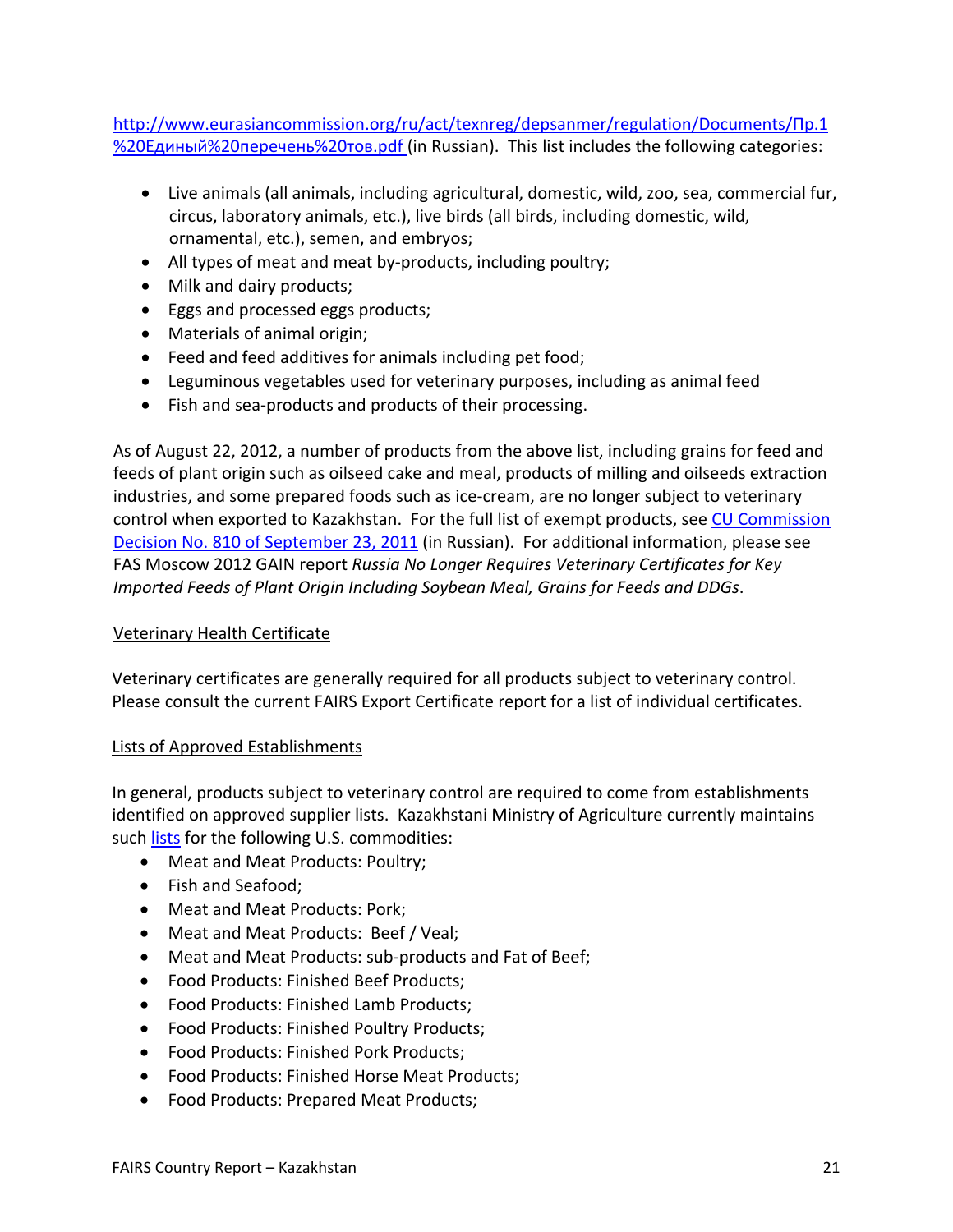http://www.eurasiancommission.org/ru/act/texnreg/depsanmer/regulation/Documents/Пр.1%20Единый%20перечень%20тов.pdf (in Russian). This list includes the following categories:

- Live animals (all animals, including agricultural, domestic, wild, zoo, sea, commercial fur, circus, laboratory animals, etc.), live birds (all birds, including domestic, wild, ornamental, etc.), semen, and embryos;
- All types of meat and meat by-products, including poultry;
- Milk and dairy products;
- Eggs and processed eggs products;
- Materials of animal origin;
- Feed and feed additives for animals including pet food;
- Leguminous vegetables used for veterinary purposes, including as animal feed
- Fish and sea-products and products of their processing.

As of August 22, 2012, a number of products from the above list, including grains for feed and feeds of plant origin such as oilseed cake and meal, products of milling and oilseeds extraction industries, and some prepared foods such as ice-cream, are no longer subject to veterinary control when exported to Kazakhstan. For the full list of exempt products, see CU Commission Decision No. 810 of September 23, 2011 (in Russian). For additional information, please see FAS Moscow 2012 GAIN report *Russia No Longer Requires Veterinary Certificates for Key Imported Feeds of Plant Origin Including Soybean Meal, Grains for Feeds and DDGs*.

## Veterinary Health Certificate

Veterinary certificates are generally required for all products subject to veterinary control. Please consult the current FAIRS Export Certificate report for a list of individual certificates.

## Lists of Approved Establishments

In general, products subject to veterinary control are required to come from establishments identified on approved supplier lists. Kazakhstani Ministry of Agriculture currently maintains such lists for the following U.S. commodities:

- Meat and Meat Products: Poultry;
- Fish and Seafood;
- Meat and Meat Products: Pork;
- Meat and Meat Products: Beef / Veal;
- Meat and Meat Products: sub-products and Fat of Beef;
- Food Products: Finished Beef Products;
- Food Products: Finished Lamb Products;
- Food Products: Finished Poultry Products;
- Food Products: Finished Pork Products;
- Food Products: Finished Horse Meat Products;
- Food Products: Prepared Meat Products;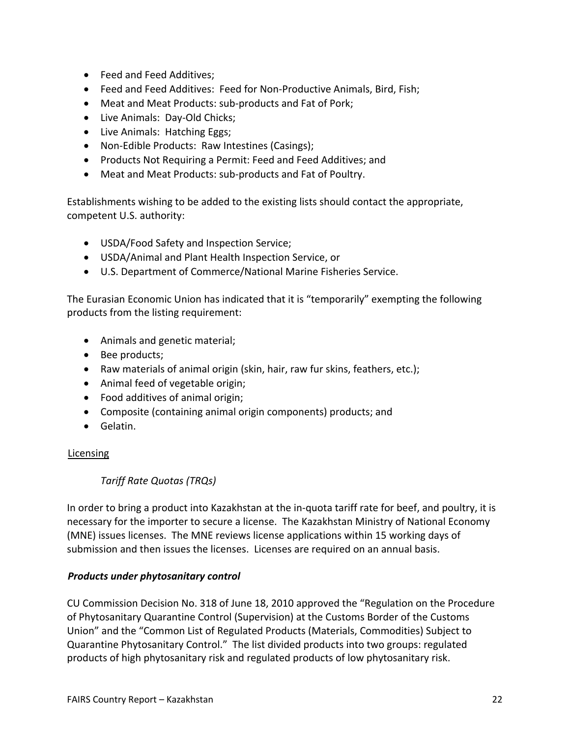- Feed and Feed Additives;
- Feed and Feed Additives:  Feed for Non-Productive Animals, Bird, Fish;
- Meat and Meat Products: sub-products and Fat of Pork;
- Live Animals:  Day-Old Chicks;
- Live Animals:  Hatching Eggs;
- Non-Edible Products:  Raw Intestines (Casings);
- Products Not Requiring a Permit: Feed and Feed Additives; and
- Meat and Meat Products: sub-products and Fat of Poultry.

Establishments wishing to be added to the existing lists should contact the appropriate, competent U.S. authority:

- USDA/Food Safety and Inspection Service;
- USDA/Animal and Plant Health Inspection Service, or
- U.S. Department of Commerce/National Marine Fisheries Service.

The Eurasian Economic Union has indicated that it is "temporarily" exempting the following products from the listing requirement:

- Animals and genetic material;
- Bee products;
- Raw materials of animal origin (skin, hair, raw fur skins, feathers, etc.);
- Animal feed of vegetable origin;
- Food additives of animal origin;
- Composite (containing animal origin components) products; and
- Gelatin.

<u>Licensing</u>

*Tariff Rate Quotas (TRQs)*

In order to bring a product into Kazakhstan at the in-quota tariff rate for beef, and poultry, it is necessary for the importer to secure a license.  The Kazakhstan Ministry of National Economy (MNE) issues licenses.  The MNE reviews license applications within 15 working days of submission and then issues the licenses.  Licenses are required on an annual basis.

***Products under phytosanitary control***

CU Commission Decision No. 318 of June 18, 2010 approved the "Regulation on the Procedure of Phytosanitary Quarantine Control (Supervision) at the Customs Border of the Customs Union" and the "Common List of Regulated Products (Materials, Commodities) Subject to Quarantine Phytosanitary Control."  The list divided products into two groups: regulated products of high phytosanitary risk and regulated products of low phytosanitary risk.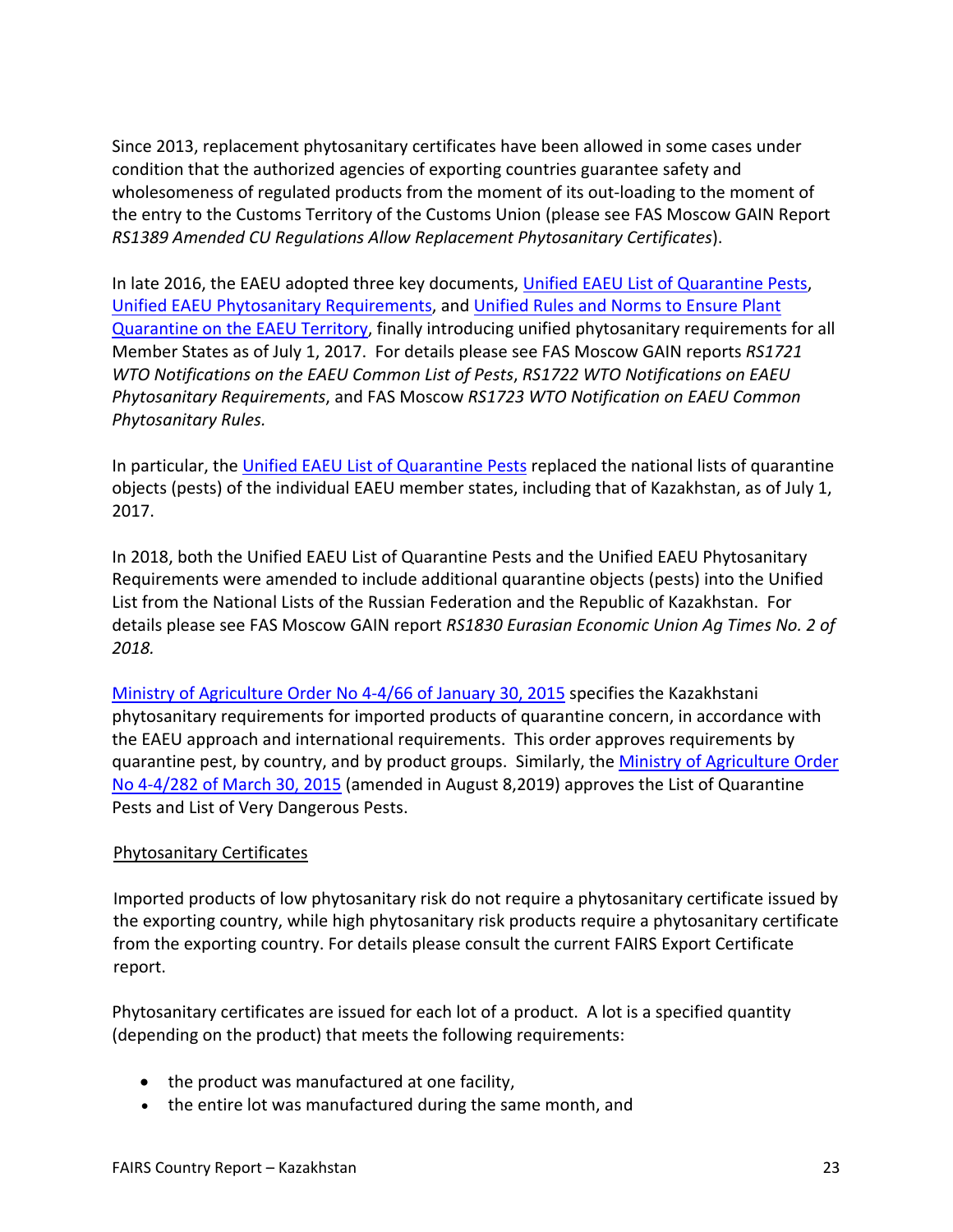Since 2013, replacement phytosanitary certificates have been allowed in some cases under condition that the authorized agencies of exporting countries guarantee safety and wholesomeness of regulated products from the moment of its out-loading to the moment of the entry to the Customs Territory of the Customs Union (please see FAS Moscow GAIN Report *RS1389 Amended CU Regulations Allow Replacement Phytosanitary Certificates*).

In late 2016, the EAEU adopted three key documents, Unified EAEU List of Quarantine Pests, Unified EAEU Phytosanitary Requirements, and Unified Rules and Norms to Ensure Plant Quarantine on the EAEU Territory, finally introducing unified phytosanitary requirements for all Member States as of July 1, 2017. For details please see FAS Moscow GAIN reports *RS1721 WTO Notifications on the EAEU Common List of Pests*, *RS1722 WTO Notifications on EAEU Phytosanitary Requirements*, and FAS Moscow *RS1723 WTO Notification on EAEU Common Phytosanitary Rules.*

In particular, the Unified EAEU List of Quarantine Pests replaced the national lists of quarantine objects (pests) of the individual EAEU member states, including that of Kazakhstan, as of July 1, 2017.

In 2018, both the Unified EAEU List of Quarantine Pests and the Unified EAEU Phytosanitary Requirements were amended to include additional quarantine objects (pests) into the Unified List from the National Lists of the Russian Federation and the Republic of Kazakhstan. For details please see FAS Moscow GAIN report *RS1830 Eurasian Economic Union Ag Times No. 2 of 2018.*

Ministry of Agriculture Order No 4-4/66 of January 30, 2015 specifies the Kazakhstani phytosanitary requirements for imported products of quarantine concern, in accordance with the EAEU approach and international requirements. This order approves requirements by quarantine pest, by country, and by product groups. Similarly, the Ministry of Agriculture Order No 4-4/282 of March 30, 2015 (amended in August 8,2019) approves the List of Quarantine Pests and List of Very Dangerous Pests.

Phytosanitary Certificates

Imported products of low phytosanitary risk do not require a phytosanitary certificate issued by the exporting country, while high phytosanitary risk products require a phytosanitary certificate from the exporting country. For details please consult the current FAIRS Export Certificate report.

Phytosanitary certificates are issued for each lot of a product. A lot is a specified quantity (depending on the product) that meets the following requirements:

- the product was manufactured at one facility,
- the entire lot was manufactured during the same month, and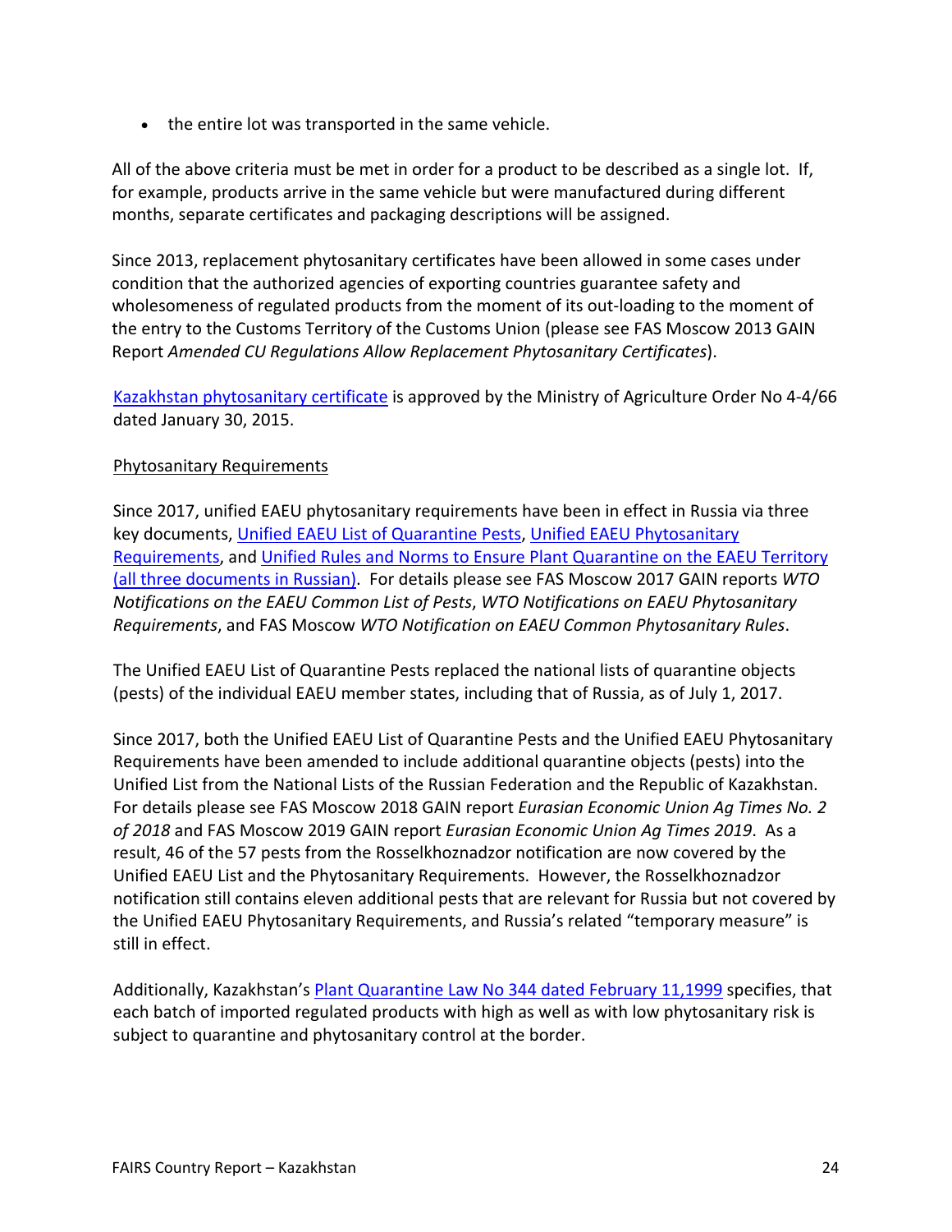- the entire lot was transported in the same vehicle.

All of the above criteria must be met in order for a product to be described as a single lot. If, for example, products arrive in the same vehicle but were manufactured during different months, separate certificates and packaging descriptions will be assigned.

Since 2013, replacement phytosanitary certificates have been allowed in some cases under condition that the authorized agencies of exporting countries guarantee safety and wholesomeness of regulated products from the moment of its out-loading to the moment of the entry to the Customs Territory of the Customs Union (please see FAS Moscow 2013 GAIN Report *Amended CU Regulations Allow Replacement Phytosanitary Certificates*).

Kazakhstan phytosanitary certificate is approved by the Ministry of Agriculture Order No 4-4/66 dated January 30, 2015.

Phytosanitary Requirements

Since 2017, unified EAEU phytosanitary requirements have been in effect in Russia via three key documents, Unified EAEU List of Quarantine Pests, Unified EAEU Phytosanitary Requirements, and Unified Rules and Norms to Ensure Plant Quarantine on the EAEU Territory (all three documents in Russian). For details please see FAS Moscow 2017 GAIN reports *WTO Notifications on the EAEU Common List of Pests*, *WTO Notifications on EAEU Phytosanitary Requirements*, and FAS Moscow *WTO Notification on EAEU Common Phytosanitary Rules*.

The Unified EAEU List of Quarantine Pests replaced the national lists of quarantine objects (pests) of the individual EAEU member states, including that of Russia, as of July 1, 2017.

Since 2017, both the Unified EAEU List of Quarantine Pests and the Unified EAEU Phytosanitary Requirements have been amended to include additional quarantine objects (pests) into the Unified List from the National Lists of the Russian Federation and the Republic of Kazakhstan. For details please see FAS Moscow 2018 GAIN report *Eurasian Economic Union Ag Times No. 2 of 2018* and FAS Moscow 2019 GAIN report *Eurasian Economic Union Ag Times 2019*. As a result, 46 of the 57 pests from the Rosselkhoznadzor notification are now covered by the Unified EAEU List and the Phytosanitary Requirements. However, the Rosselkhoznadzor notification still contains eleven additional pests that are relevant for Russia but not covered by the Unified EAEU Phytosanitary Requirements, and Russia's related "temporary measure" is still in effect.

Additionally, Kazakhstan's Plant Quarantine Law No 344 dated February 11,1999 specifies, that each batch of imported regulated products with high as well as with low phytosanitary risk is subject to quarantine and phytosanitary control at the border.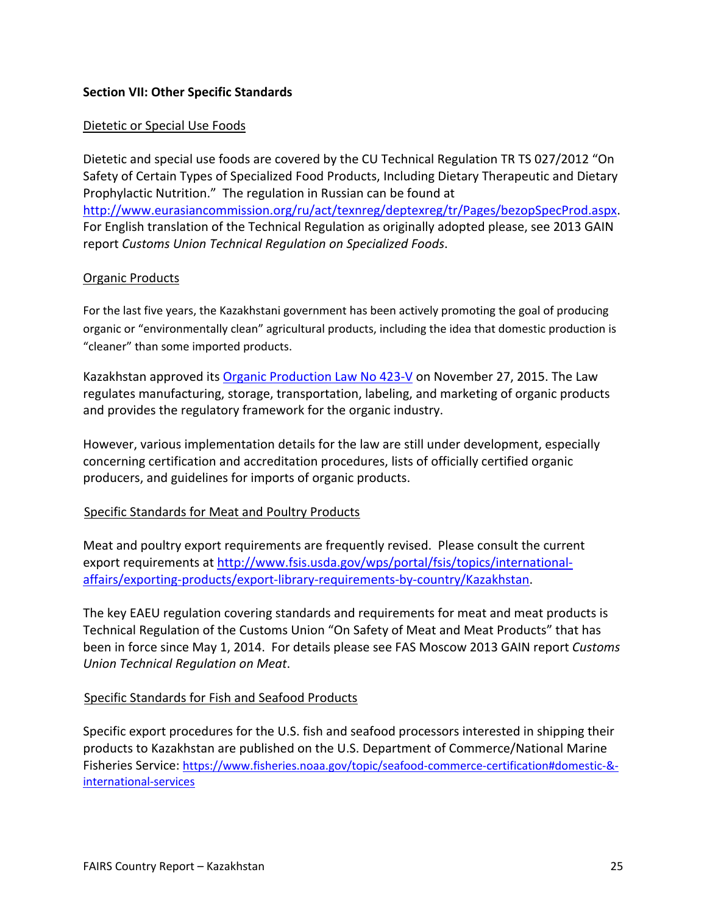**Section VII: Other Specific Standards**

Dietetic or Special Use Foods

Dietetic and special use foods are covered by the CU Technical Regulation TR TS 027/2012 "On Safety of Certain Types of Specialized Food Products, Including Dietary Therapeutic and Dietary Prophylactic Nutrition." The regulation in Russian can be found at http://www.eurasiancommission.org/ru/act/texnreg/deptexreg/tr/Pages/bezopSpecProd.aspx. For English translation of the Technical Regulation as originally adopted please, see 2013 GAIN report *Customs Union Technical Regulation on Specialized Foods*.

Organic Products

For the last five years, the Kazakhstani government has been actively promoting the goal of producing organic or "environmentally clean" agricultural products, including the idea that domestic production is "cleaner" than some imported products.

Kazakhstan approved its Organic Production Law No 423-V on November 27, 2015. The Law regulates manufacturing, storage, transportation, labeling, and marketing of organic products and provides the regulatory framework for the organic industry.

However, various implementation details for the law are still under development, especially concerning certification and accreditation procedures, lists of officially certified organic producers, and guidelines for imports of organic products.

Specific Standards for Meat and Poultry Products

Meat and poultry export requirements are frequently revised. Please consult the current export requirements at http://www.fsis.usda.gov/wps/portal/fsis/topics/international-affairs/exporting-products/export-library-requirements-by-country/Kazakhstan.

The key EAEU regulation covering standards and requirements for meat and meat products is Technical Regulation of the Customs Union "On Safety of Meat and Meat Products" that has been in force since May 1, 2014. For details please see FAS Moscow 2013 GAIN report *Customs Union Technical Regulation on Meat*.

Specific Standards for Fish and Seafood Products

Specific export procedures for the U.S. fish and seafood processors interested in shipping their products to Kazakhstan are published on the U.S. Department of Commerce/National Marine Fisheries Service: https://www.fisheries.noaa.gov/topic/seafood-commerce-certification#domestic-&-international-services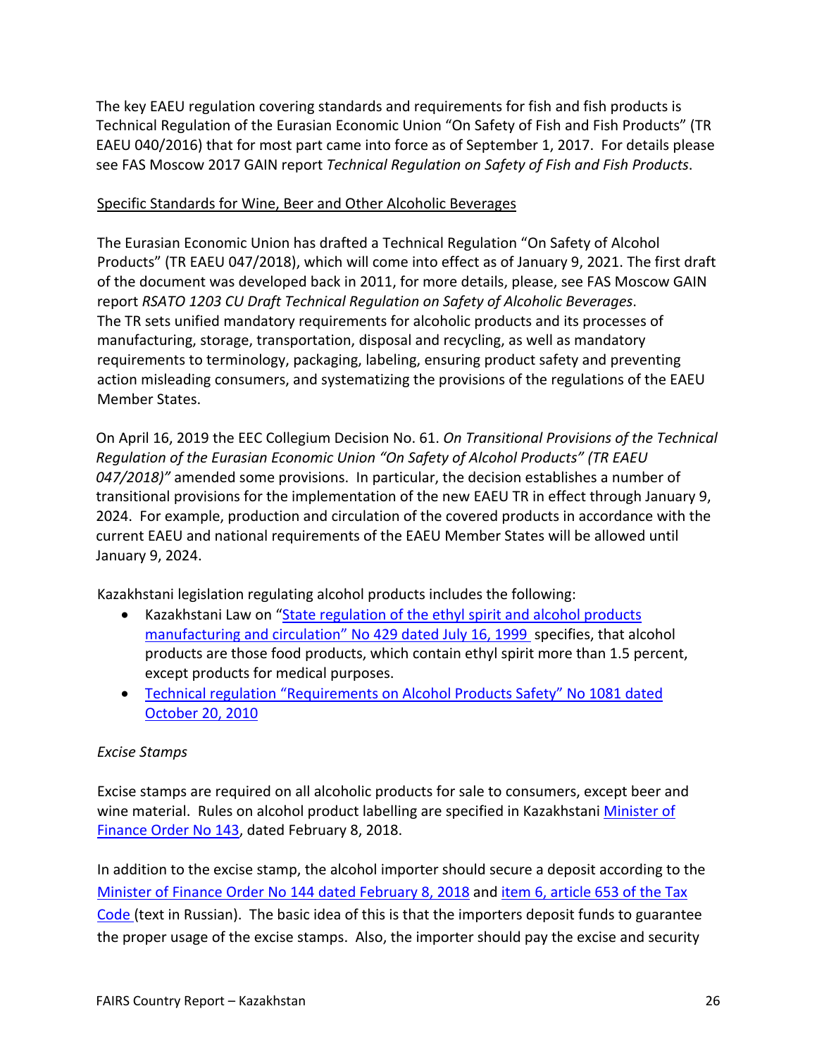The key EAEU regulation covering standards and requirements for fish and fish products is Technical Regulation of the Eurasian Economic Union "On Safety of Fish and Fish Products" (TR EAEU 040/2016) that for most part came into force as of September 1, 2017. For details please see FAS Moscow 2017 GAIN report *Technical Regulation on Safety of Fish and Fish Products*.

Specific Standards for Wine, Beer and Other Alcoholic Beverages

The Eurasian Economic Union has drafted a Technical Regulation "On Safety of Alcohol Products" (TR EAEU 047/2018), which will come into effect as of January 9, 2021. The first draft of the document was developed back in 2011, for more details, please, see FAS Moscow GAIN report *RSATO 1203 CU Draft Technical Regulation on Safety of Alcoholic Beverages*. The TR sets unified mandatory requirements for alcoholic products and its processes of manufacturing, storage, transportation, disposal and recycling, as well as mandatory requirements to terminology, packaging, labeling, ensuring product safety and preventing action misleading consumers, and systematizing the provisions of the regulations of the EAEU Member States.

On April 16, 2019 the EEC Collegium Decision No. 61. *On Transitional Provisions of the Technical Regulation of the Eurasian Economic Union "On Safety of Alcohol Products" (TR EAEU 047/2018)"* amended some provisions. In particular, the decision establishes a number of transitional provisions for the implementation of the new EAEU TR in effect through January 9, 2024. For example, production and circulation of the covered products in accordance with the current EAEU and national requirements of the EAEU Member States will be allowed until January 9, 2024.

Kazakhstani legislation regulating alcohol products includes the following:

- Kazakhstani Law on "State regulation of the ethyl spirit and alcohol products manufacturing and circulation" No 429 dated July 16, 1999 specifies, that alcohol products are those food products, which contain ethyl spirit more than 1.5 percent, except products for medical purposes.
- Technical regulation "Requirements on Alcohol Products Safety" No 1081 dated October 20, 2010

*Excise Stamps*

Excise stamps are required on all alcoholic products for sale to consumers, except beer and wine material. Rules on alcohol product labelling are specified in Kazakhstani Minister of Finance Order No 143, dated February 8, 2018.

In addition to the excise stamp, the alcohol importer should secure a deposit according to the Minister of Finance Order No 144 dated February 8, 2018 and item 6, article 653 of the Tax Code (text in Russian). The basic idea of this is that the importers deposit funds to guarantee the proper usage of the excise stamps. Also, the importer should pay the excise and security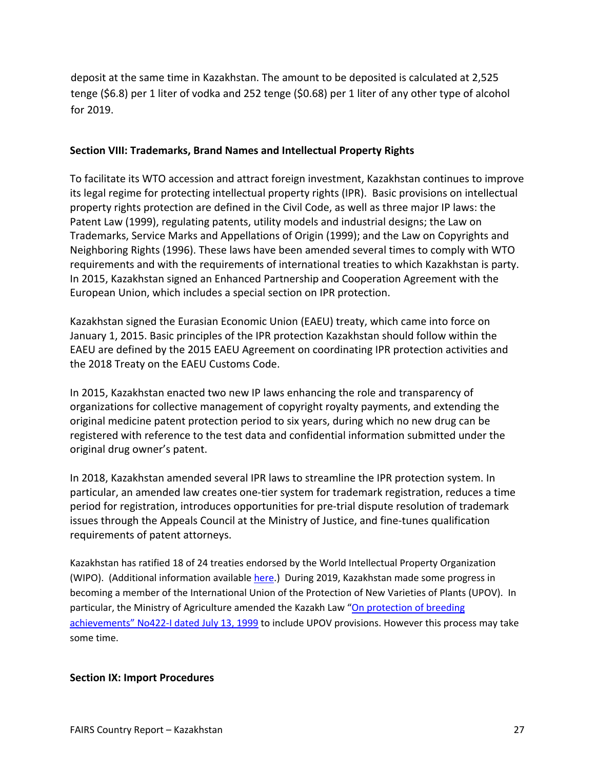deposit at the same time in Kazakhstan. The amount to be deposited is calculated at 2,525 tenge ($6.8) per 1 liter of vodka and 252 tenge ($0.68) per 1 liter of any other type of alcohol for 2019.

## Section VIII: Trademarks, Brand Names and Intellectual Property Rights

To facilitate its WTO accession and attract foreign investment, Kazakhstan continues to improve its legal regime for protecting intellectual property rights (IPR). Basic provisions on intellectual property rights protection are defined in the Civil Code, as well as three major IP laws: the Patent Law (1999), regulating patents, utility models and industrial designs; the Law on Trademarks, Service Marks and Appellations of Origin (1999); and the Law on Copyrights and Neighboring Rights (1996). These laws have been amended several times to comply with WTO requirements and with the requirements of international treaties to which Kazakhstan is party. In 2015, Kazakhstan signed an Enhanced Partnership and Cooperation Agreement with the European Union, which includes a special section on IPR protection.

Kazakhstan signed the Eurasian Economic Union (EAEU) treaty, which came into force on January 1, 2015. Basic principles of the IPR protection Kazakhstan should follow within the EAEU are defined by the 2015 EAEU Agreement on coordinating IPR protection activities and the 2018 Treaty on the EAEU Customs Code.

In 2015, Kazakhstan enacted two new IP laws enhancing the role and transparency of organizations for collective management of copyright royalty payments, and extending the original medicine patent protection period to six years, during which no new drug can be registered with reference to the test data and confidential information submitted under the original drug owner's patent.

In 2018, Kazakhstan amended several IPR laws to streamline the IPR protection system. In particular, an amended law creates one-tier system for trademark registration, reduces a time period for registration, introduces opportunities for pre-trial dispute resolution of trademark issues through the Appeals Council at the Ministry of Justice, and fine-tunes qualification requirements of patent attorneys.

Kazakhstan has ratified 18 of 24 treaties endorsed by the World Intellectual Property Organization (WIPO). (Additional information available here.) During 2019, Kazakhstan made some progress in becoming a member of the International Union of the Protection of New Varieties of Plants (UPOV). In particular, the Ministry of Agriculture amended the Kazakh Law "On protection of breeding achievements" No422-I dated July 13, 1999 to include UPOV provisions. However this process may take some time.

## Section IX: Import Procedures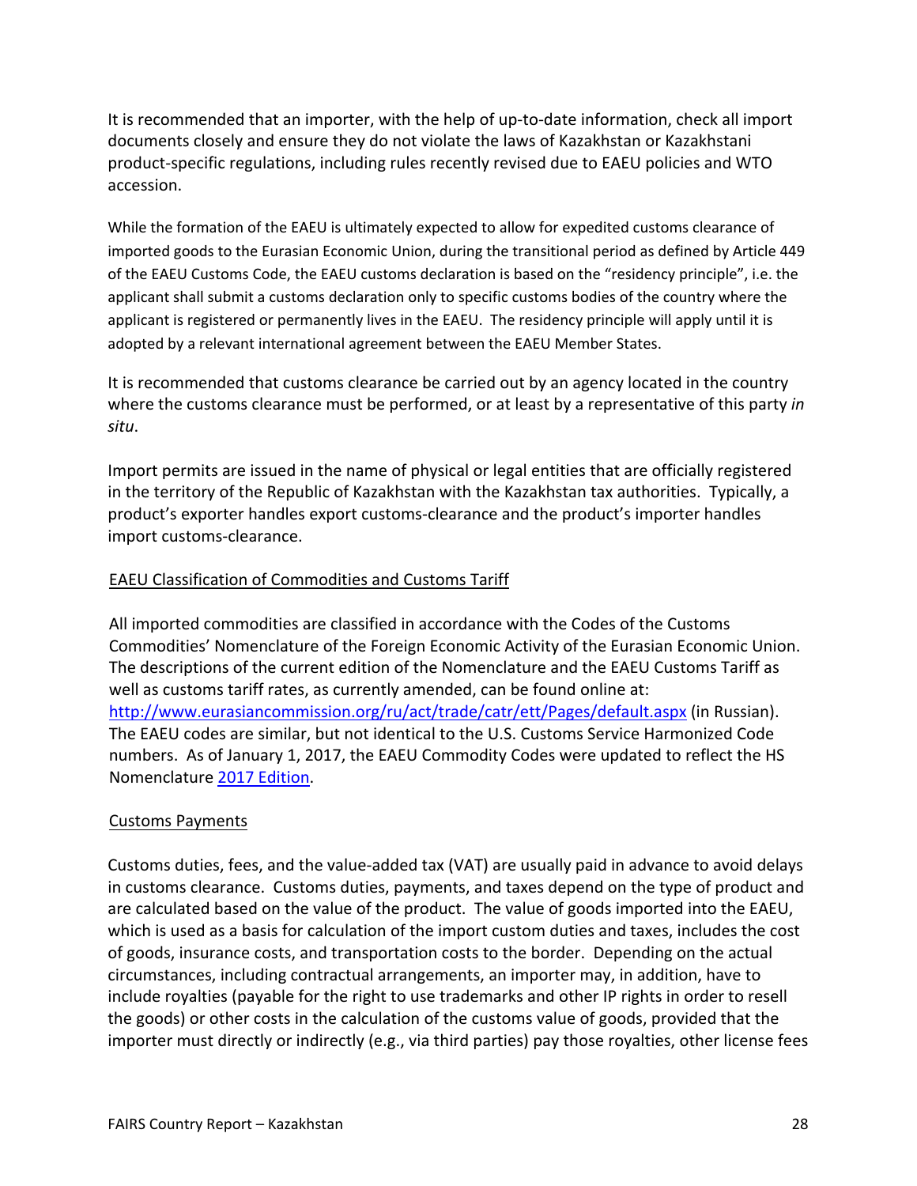It is recommended that an importer, with the help of up-to-date information, check all import documents closely and ensure they do not violate the laws of Kazakhstan or Kazakhstani product-specific regulations, including rules recently revised due to EAEU policies and WTO accession.

While the formation of the EAEU is ultimately expected to allow for expedited customs clearance of imported goods to the Eurasian Economic Union, during the transitional period as defined by Article 449 of the EAEU Customs Code, the EAEU customs declaration is based on the "residency principle", i.e. the applicant shall submit a customs declaration only to specific customs bodies of the country where the applicant is registered or permanently lives in the EAEU. The residency principle will apply until it is adopted by a relevant international agreement between the EAEU Member States.

It is recommended that customs clearance be carried out by an agency located in the country where the customs clearance must be performed, or at least by a representative of this party *in situ*.

Import permits are issued in the name of physical or legal entities that are officially registered in the territory of the Republic of Kazakhstan with the Kazakhstan tax authorities. Typically, a product's exporter handles export customs-clearance and the product's importer handles import customs-clearance.

EAEU Classification of Commodities and Customs Tariff

All imported commodities are classified in accordance with the Codes of the Customs Commodities' Nomenclature of the Foreign Economic Activity of the Eurasian Economic Union. The descriptions of the current edition of the Nomenclature and the EAEU Customs Tariff as well as customs tariff rates, as currently amended, can be found online at: http://www.eurasiancommission.org/ru/act/trade/catr/ett/Pages/default.aspx (in Russian). The EAEU codes are similar, but not identical to the U.S. Customs Service Harmonized Code numbers. As of January 1, 2017, the EAEU Commodity Codes were updated to reflect the HS Nomenclature 2017 Edition.

Customs Payments

Customs duties, fees, and the value-added tax (VAT) are usually paid in advance to avoid delays in customs clearance. Customs duties, payments, and taxes depend on the type of product and are calculated based on the value of the product. The value of goods imported into the EAEU, which is used as a basis for calculation of the import custom duties and taxes, includes the cost of goods, insurance costs, and transportation costs to the border. Depending on the actual circumstances, including contractual arrangements, an importer may, in addition, have to include royalties (payable for the right to use trademarks and other IP rights in order to resell the goods) or other costs in the calculation of the customs value of goods, provided that the importer must directly or indirectly (e.g., via third parties) pay those royalties, other license fees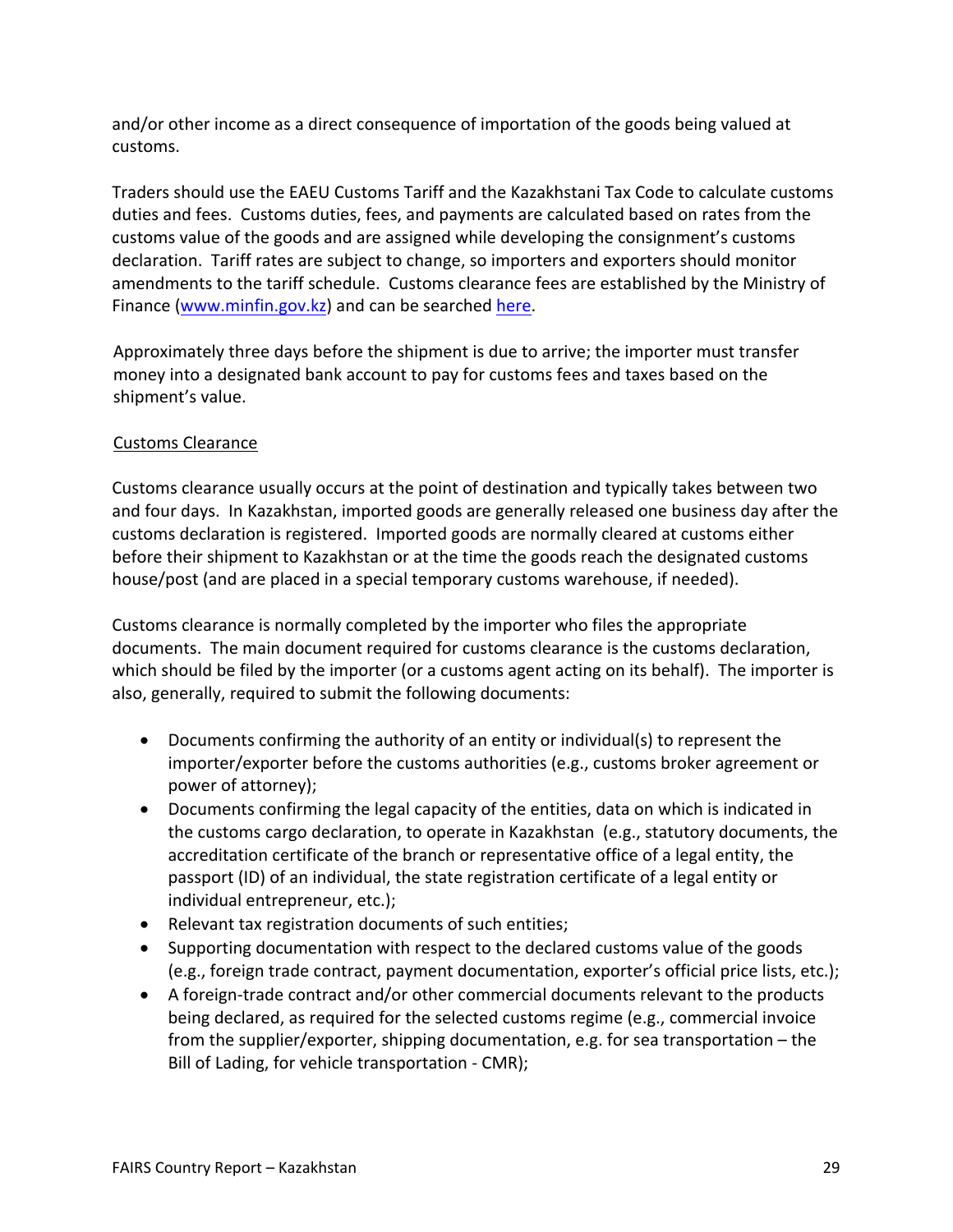and/or other income as a direct consequence of importation of the goods being valued at customs.

Traders should use the EAEU Customs Tariff and the Kazakhstani Tax Code to calculate customs duties and fees. Customs duties, fees, and payments are calculated based on rates from the customs value of the goods and are assigned while developing the consignment's customs declaration. Tariff rates are subject to change, so importers and exporters should monitor amendments to the tariff schedule. Customs clearance fees are established by the Ministry of Finance ([www.minfin.gov.kz](www.minfin.gov.kz)) and can be searched here.

Approximately three days before the shipment is due to arrive; the importer must transfer money into a designated bank account to pay for customs fees and taxes based on the shipment's value.

Customs Clearance

Customs clearance usually occurs at the point of destination and typically takes between two and four days. In Kazakhstan, imported goods are generally released one business day after the customs declaration is registered. Imported goods are normally cleared at customs either before their shipment to Kazakhstan or at the time the goods reach the designated customs house/post (and are placed in a special temporary customs warehouse, if needed).

Customs clearance is normally completed by the importer who files the appropriate documents. The main document required for customs clearance is the customs declaration, which should be filed by the importer (or a customs agent acting on its behalf). The importer is also, generally, required to submit the following documents:

- Documents confirming the authority of an entity or individual(s) to represent the importer/exporter before the customs authorities (e.g., customs broker agreement or power of attorney);
- Documents confirming the legal capacity of the entities, data on which is indicated in the customs cargo declaration, to operate in Kazakhstan (e.g., statutory documents, the accreditation certificate of the branch or representative office of a legal entity, the passport (ID) of an individual, the state registration certificate of a legal entity or individual entrepreneur, etc.);
- Relevant tax registration documents of such entities;
- Supporting documentation with respect to the declared customs value of the goods (e.g., foreign trade contract, payment documentation, exporter's official price lists, etc.);
- A foreign-trade contract and/or other commercial documents relevant to the products being declared, as required for the selected customs regime (e.g., commercial invoice from the supplier/exporter, shipping documentation, e.g. for sea transportation – the Bill of Lading, for vehicle transportation - CMR);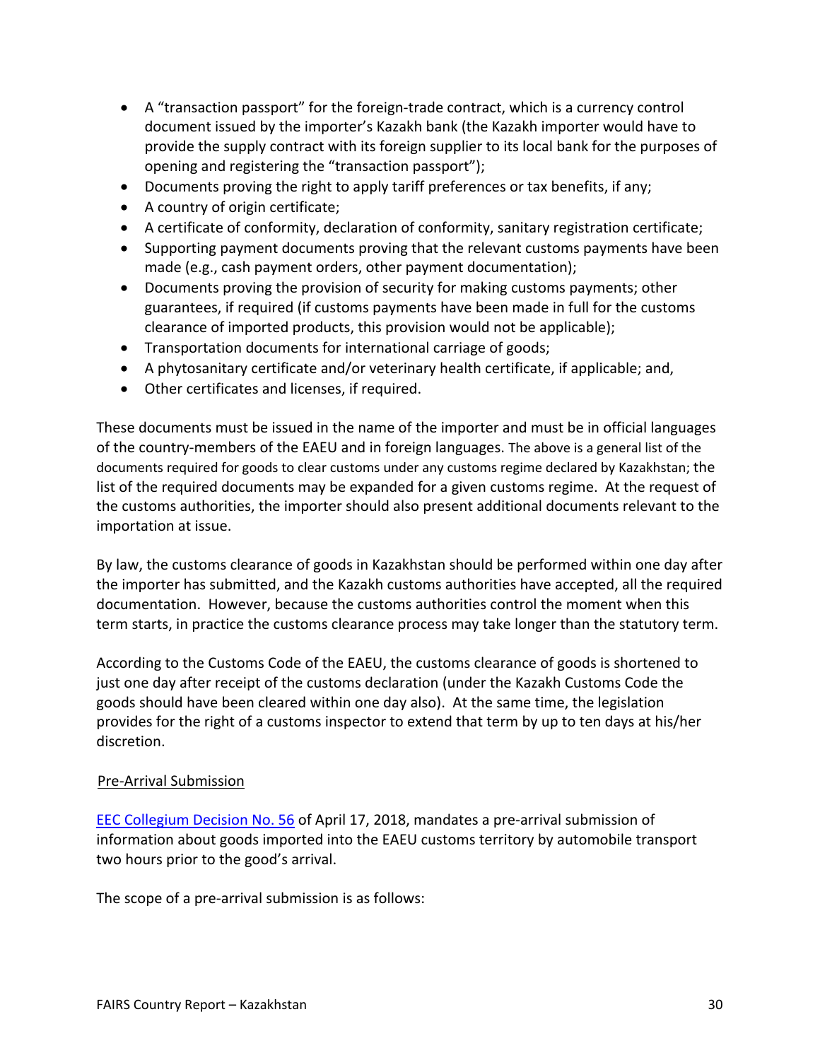- A "transaction passport" for the foreign-trade contract, which is a currency control document issued by the importer's Kazakh bank (the Kazakh importer would have to provide the supply contract with its foreign supplier to its local bank for the purposes of opening and registering the "transaction passport");
- Documents proving the right to apply tariff preferences or tax benefits, if any;
- A country of origin certificate;
- A certificate of conformity, declaration of conformity, sanitary registration certificate;
- Supporting payment documents proving that the relevant customs payments have been made (e.g., cash payment orders, other payment documentation);
- Documents proving the provision of security for making customs payments; other guarantees, if required (if customs payments have been made in full for the customs clearance of imported products, this provision would not be applicable);
- Transportation documents for international carriage of goods;
- A phytosanitary certificate and/or veterinary health certificate, if applicable; and,
- Other certificates and licenses, if required.

These documents must be issued in the name of the importer and must be in official languages of the country-members of the EAEU and in foreign languages. The above is a general list of the documents required for goods to clear customs under any customs regime declared by Kazakhstan; the list of the required documents may be expanded for a given customs regime. At the request of the customs authorities, the importer should also present additional documents relevant to the importation at issue.

By law, the customs clearance of goods in Kazakhstan should be performed within one day after the importer has submitted, and the Kazakh customs authorities have accepted, all the required documentation. However, because the customs authorities control the moment when this term starts, in practice the customs clearance process may take longer than the statutory term.

According to the Customs Code of the EAEU, the customs clearance of goods is shortened to just one day after receipt of the customs declaration (under the Kazakh Customs Code the goods should have been cleared within one day also). At the same time, the legislation provides for the right of a customs inspector to extend that term by up to ten days at his/her discretion.

Pre-Arrival Submission

EEC Collegium Decision No. 56 of April 17, 2018, mandates a pre-arrival submission of information about goods imported into the EAEU customs territory by automobile transport two hours prior to the good's arrival.

The scope of a pre-arrival submission is as follows: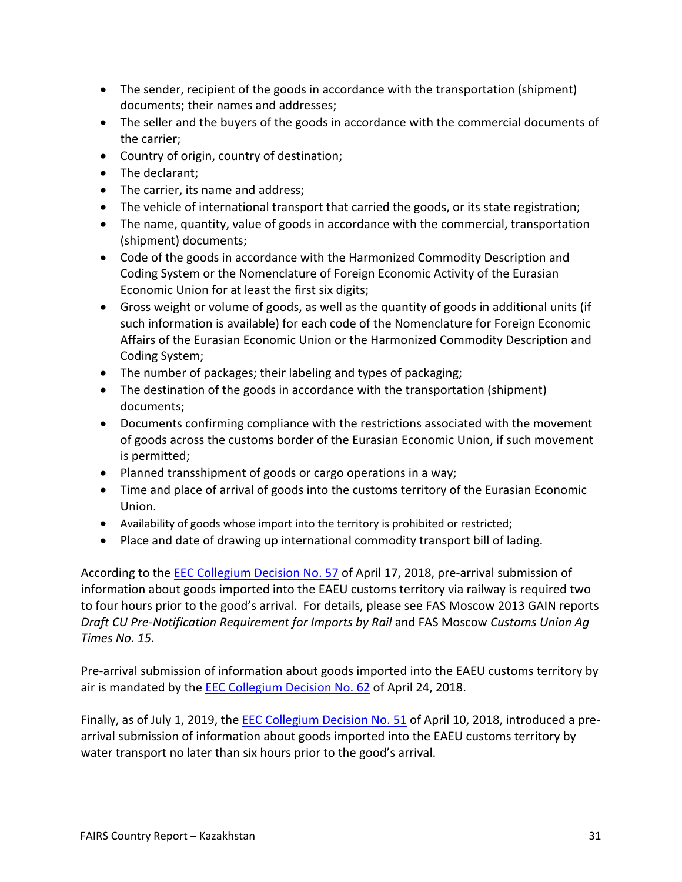- The sender, recipient of the goods in accordance with the transportation (shipment) documents; their names and addresses;
- The seller and the buyers of the goods in accordance with the commercial documents of the carrier;
- Country of origin, country of destination;
- The declarant;
- The carrier, its name and address;
- The vehicle of international transport that carried the goods, or its state registration;
- The name, quantity, value of goods in accordance with the commercial, transportation (shipment) documents;
- Code of the goods in accordance with the Harmonized Commodity Description and Coding System or the Nomenclature of Foreign Economic Activity of the Eurasian Economic Union for at least the first six digits;
- Gross weight or volume of goods, as well as the quantity of goods in additional units (if such information is available) for each code of the Nomenclature for Foreign Economic Affairs of the Eurasian Economic Union or the Harmonized Commodity Description and Coding System;
- The number of packages; their labeling and types of packaging;
- The destination of the goods in accordance with the transportation (shipment) documents;
- Documents confirming compliance with the restrictions associated with the movement of goods across the customs border of the Eurasian Economic Union, if such movement is permitted;
- Planned transshipment of goods or cargo operations in a way;
- Time and place of arrival of goods into the customs territory of the Eurasian Economic Union.
- Availability of goods whose import into the territory is prohibited or restricted;
- Place and date of drawing up international commodity transport bill of lading.

According to the EEC Collegium Decision No. 57 of April 17, 2018, pre-arrival submission of information about goods imported into the EAEU customs territory via railway is required two to four hours prior to the good's arrival. For details, please see FAS Moscow 2013 GAIN reports *Draft CU Pre-Notification Requirement for Imports by Rail* and FAS Moscow *Customs Union Ag Times No. 15*.

Pre-arrival submission of information about goods imported into the EAEU customs territory by air is mandated by the EEC Collegium Decision No. 62 of April 24, 2018.

Finally, as of July 1, 2019, the EEC Collegium Decision No. 51 of April 10, 2018, introduced a pre-arrival submission of information about goods imported into the EAEU customs territory by water transport no later than six hours prior to the good's arrival.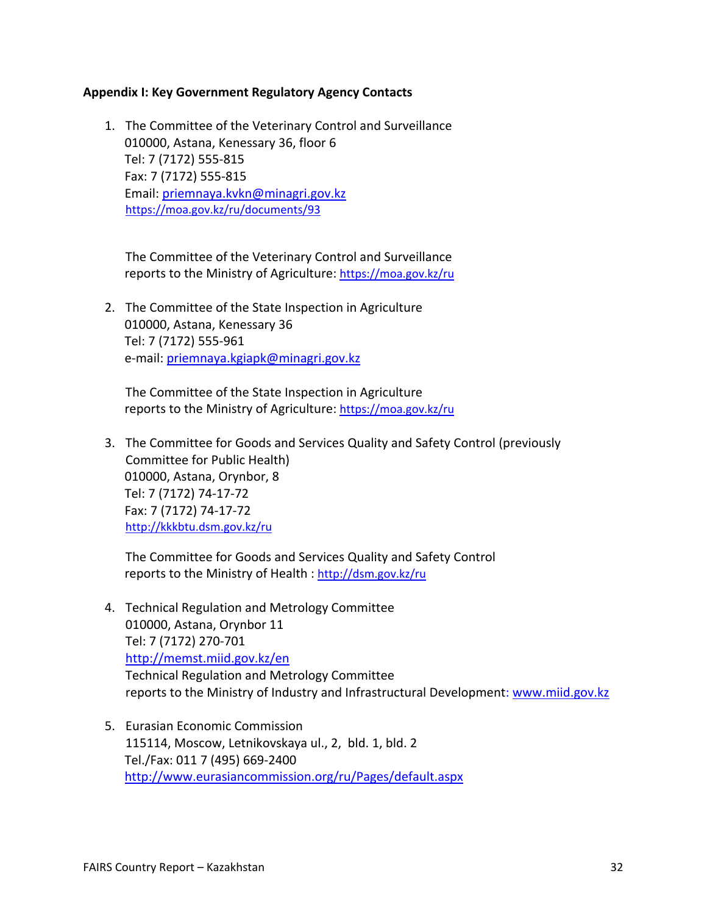**Appendix I: Key Government Regulatory Agency Contacts**

1. The Committee of the Veterinary Control and Surveillance
   010000, Astana, Kenessary 36, floor 6
   Tel: 7 (7172) 555-815
   Fax: 7 (7172) 555-815
   Email: priemnaya.kvkn@minagri.gov.kz
   https://moa.gov.kz/ru/documents/93

   The Committee of the Veterinary Control and Surveillance
   reports to the Ministry of Agriculture: https://moa.gov.kz/ru

2. The Committee of the State Inspection in Agriculture
   010000, Astana, Kenessary 36
   Tel: 7 (7172) 555-961
   e-mail: priemnaya.kgiapk@minagri.gov.kz

   The Committee of the State Inspection in Agriculture
   reports to the Ministry of Agriculture: https://moa.gov.kz/ru

3. The Committee for Goods and Services Quality and Safety Control (previously Committee for Public Health)
   010000, Astana, Orynbor, 8
   Tel: 7 (7172) 74-17-72
   Fax: 7 (7172) 74-17-72
   http://kkkbtu.dsm.gov.kz/ru

   The Committee for Goods and Services Quality and Safety Control
   reports to the Ministry of Health : http://dsm.gov.kz/ru

4. Technical Regulation and Metrology Committee
   010000, Astana, Orynbor 11
   Tel: 7 (7172) 270-701
   http://memst.miid.gov.kz/en
   Technical Regulation and Metrology Committee
   reports to the Ministry of Industry and Infrastructural Development: www.miid.gov.kz

5. Eurasian Economic Commission
   115114, Moscow, Letnikovskaya ul., 2, bld. 1, bld. 2
   Tel./Fax: 011 7 (495) 669-2400
   http://www.eurasiancommission.org/ru/Pages/default.aspx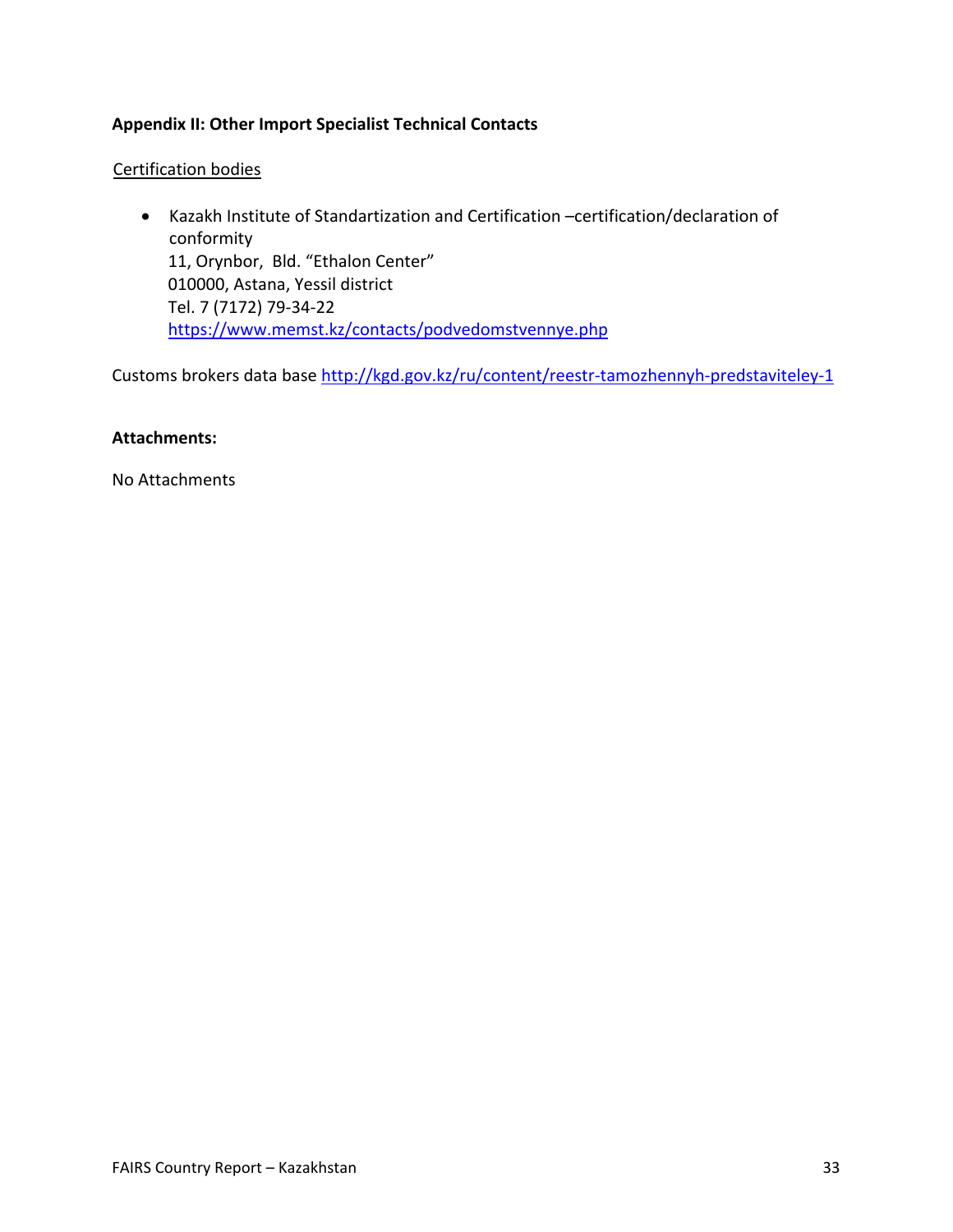**Appendix II: Other Import Specialist Technical Contacts**

Certification bodies

- Kazakh Institute of Standartization and Certification –certification/declaration of conformity
  11, Orynbor, Bld. "Ethalon Center"
  010000, Astana, Yessil district
  Tel. 7 (7172) 79-34-22
  https://www.memst.kz/contacts/podvedomstvennye.php

Customs brokers data base http://kgd.gov.kz/ru/content/reestr-tamozhennyh-predstaviteley-1

**Attachments:**

No Attachments